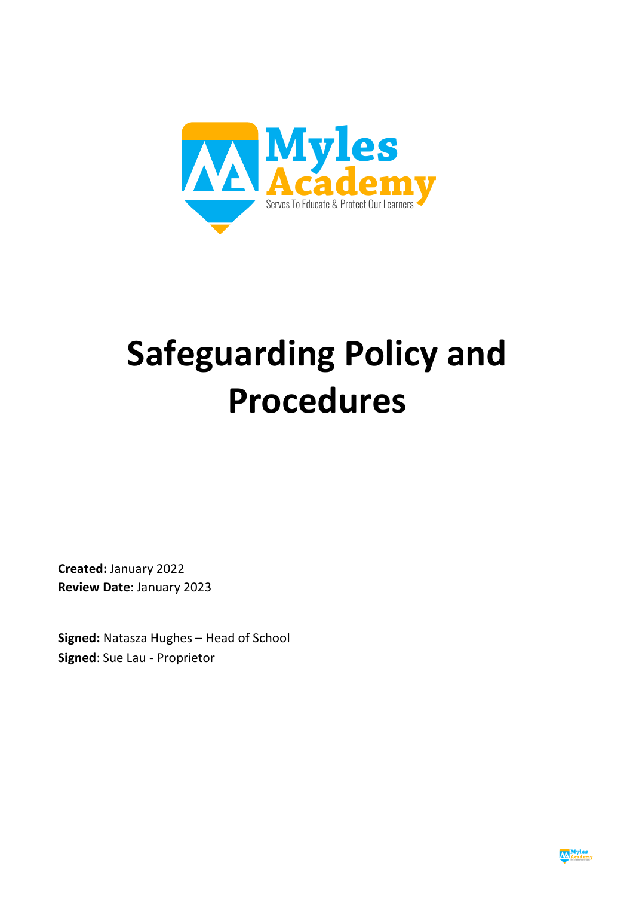Myles Academy

Serves To Educate & Protect Our Learners

# Safeguarding Policy and Procedures

**Created:** January 2022
**Review Date**: January 2023

**Signed:** Natasza Hughes – Head of School
**Signed**: Sue Lau - Proprietor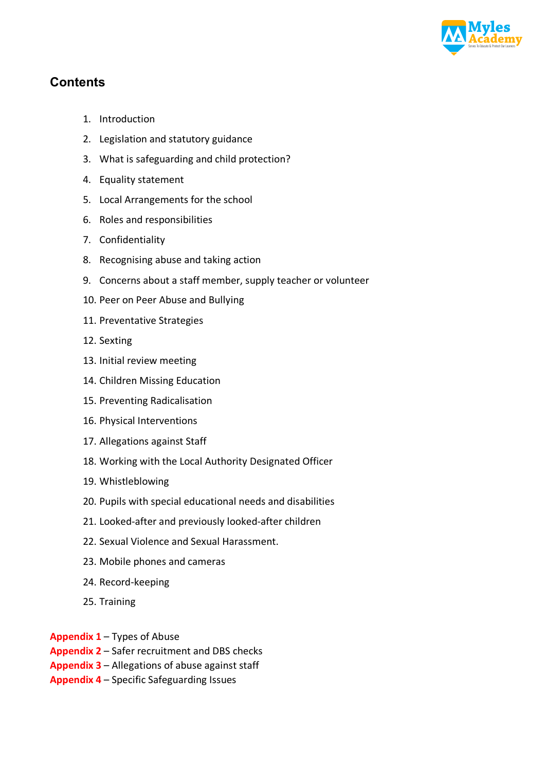## Contents

1. Introduction
2. Legislation and statutory guidance
3. What is safeguarding and child protection?
4. Equality statement
5. Local Arrangements for the school
6. Roles and responsibilities
7. Confidentiality
8. Recognising abuse and taking action
9. Concerns about a staff member, supply teacher or volunteer
10. Peer on Peer Abuse and Bullying
11. Preventative Strategies
12. Sexting
13. Initial review meeting
14. Children Missing Education
15. Preventing Radicalisation
16. Physical Interventions
17. Allegations against Staff
18. Working with the Local Authority Designated Officer
19. Whistleblowing
20. Pupils with special educational needs and disabilities
21. Looked-after and previously looked-after children
22. Sexual Violence and Sexual Harassment.
23. Mobile phones and cameras
24. Record-keeping
25. Training

**Appendix 1** – Types of Abuse
**Appendix 2** – Safer recruitment and DBS checks
**Appendix 3** – Allegations of abuse against staff
**Appendix 4** – Specific Safeguarding Issues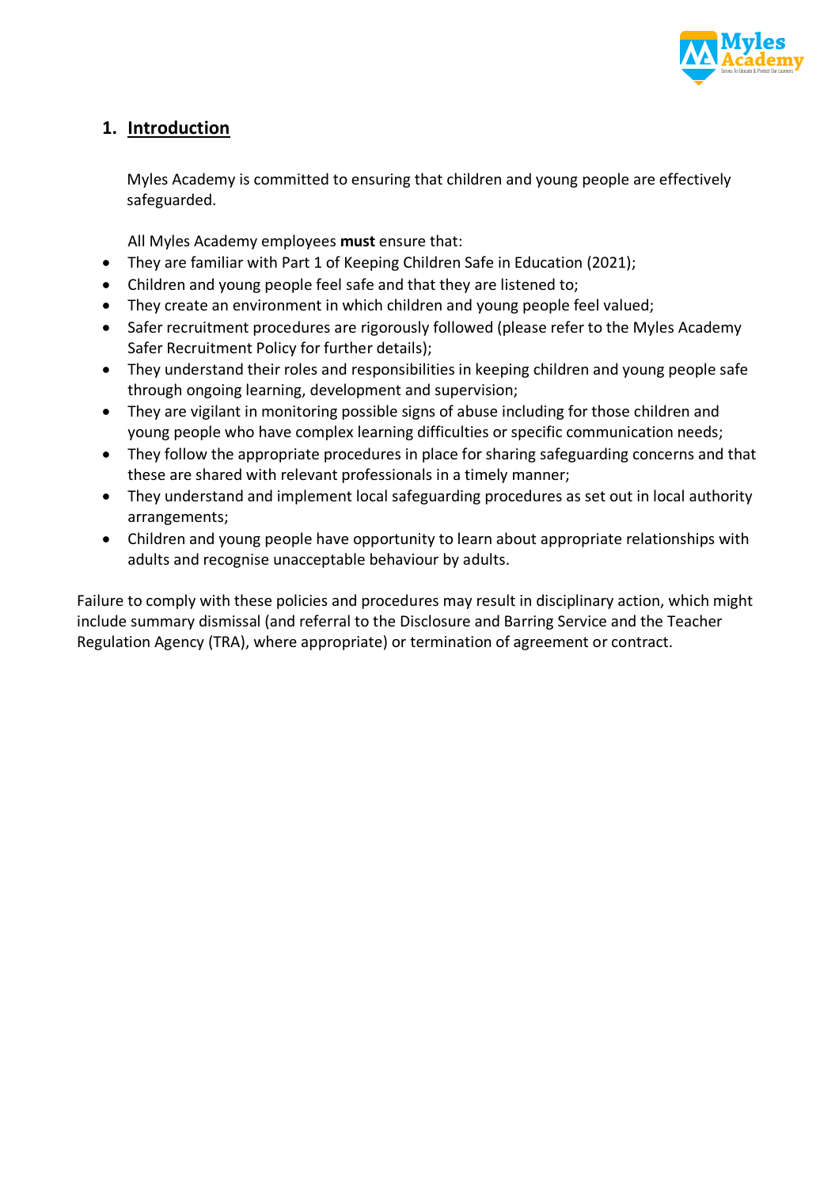## 1. Introduction

Myles Academy is committed to ensuring that children and young people are effectively safeguarded.

All Myles Academy employees **must** ensure that:

- They are familiar with Part 1 of Keeping Children Safe in Education (2021);
- Children and young people feel safe and that they are listened to;
- They create an environment in which children and young people feel valued;
- Safer recruitment procedures are rigorously followed (please refer to the Myles Academy Safer Recruitment Policy for further details);
- They understand their roles and responsibilities in keeping children and young people safe through ongoing learning, development and supervision;
- They are vigilant in monitoring possible signs of abuse including for those children and young people who have complex learning difficulties or specific communication needs;
- They follow the appropriate procedures in place for sharing safeguarding concerns and that these are shared with relevant professionals in a timely manner;
- They understand and implement local safeguarding procedures as set out in local authority arrangements;
- Children and young people have opportunity to learn about appropriate relationships with adults and recognise unacceptable behaviour by adults.

Failure to comply with these policies and procedures may result in disciplinary action, which might include summary dismissal (and referral to the Disclosure and Barring Service and the Teacher Regulation Agency (TRA), where appropriate) or termination of agreement or contract.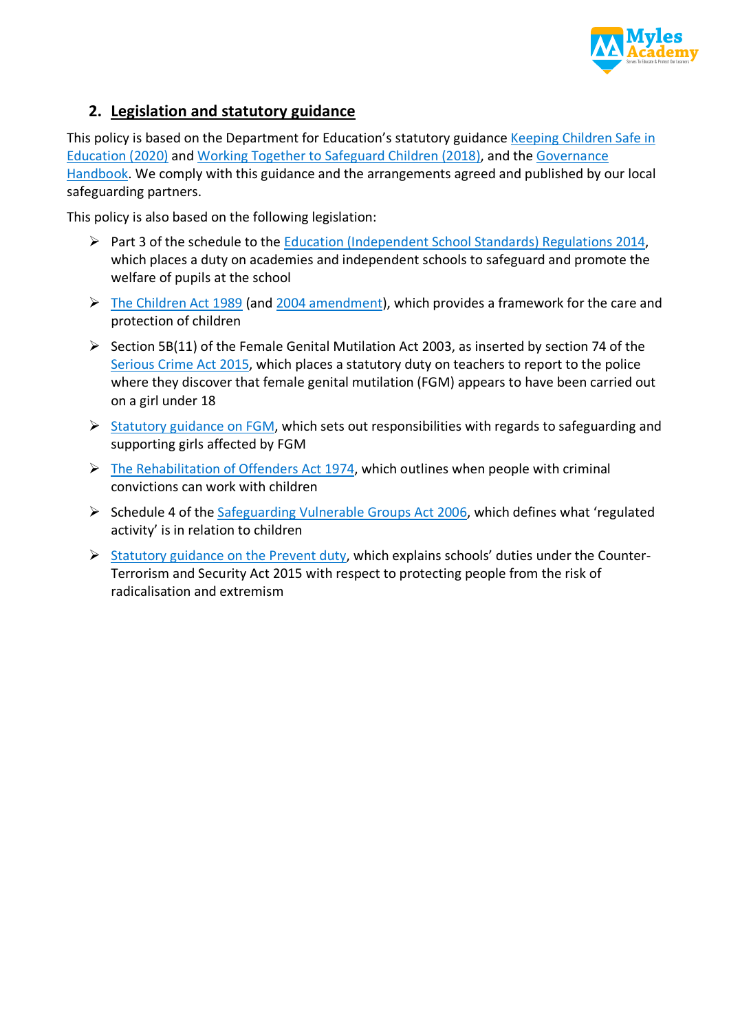## 2. Legislation and statutory guidance

This policy is based on the Department for Education's statutory guidance Keeping Children Safe in Education (2020) and Working Together to Safeguard Children (2018), and the Governance Handbook. We comply with this guidance and the arrangements agreed and published by our local safeguarding partners.

This policy is also based on the following legislation:

- Part 3 of the schedule to the Education (Independent School Standards) Regulations 2014, which places a duty on academies and independent schools to safeguard and promote the welfare of pupils at the school
- The Children Act 1989 (and 2004 amendment), which provides a framework for the care and protection of children
- Section 5B(11) of the Female Genital Mutilation Act 2003, as inserted by section 74 of the Serious Crime Act 2015, which places a statutory duty on teachers to report to the police where they discover that female genital mutilation (FGM) appears to have been carried out on a girl under 18
- Statutory guidance on FGM, which sets out responsibilities with regards to safeguarding and supporting girls affected by FGM
- The Rehabilitation of Offenders Act 1974, which outlines when people with criminal convictions can work with children
- Schedule 4 of the Safeguarding Vulnerable Groups Act 2006, which defines what 'regulated activity' is in relation to children
- Statutory guidance on the Prevent duty, which explains schools' duties under the Counter-Terrorism and Security Act 2015 with respect to protecting people from the risk of radicalisation and extremism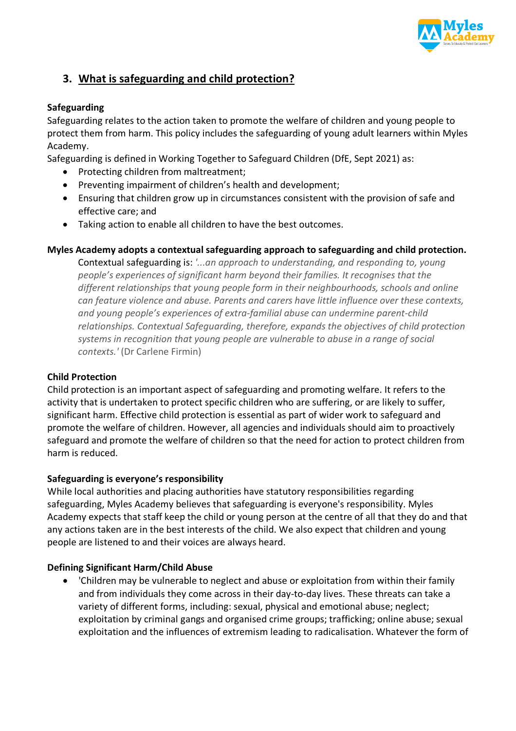## 3. What is safeguarding and child protection?

**Safeguarding**

Safeguarding relates to the action taken to promote the welfare of children and young people to protect them from harm. This policy includes the safeguarding of young adult learners within Myles Academy.

Safeguarding is defined in Working Together to Safeguard Children (DfE, Sept 2021) as:

- Protecting children from maltreatment;
- Preventing impairment of children's health and development;
- Ensuring that children grow up in circumstances consistent with the provision of safe and effective care; and
- Taking action to enable all children to have the best outcomes.

**Myles Academy adopts a contextual safeguarding approach to safeguarding and child protection.**

Contextual safeguarding is: *'...an approach to understanding, and responding to, young people's experiences of significant harm beyond their families. It recognises that the different relationships that young people form in their neighbourhoods, schools and online can feature violence and abuse. Parents and carers have little influence over these contexts, and young people's experiences of extra-familial abuse can undermine parent-child relationships. Contextual Safeguarding, therefore, expands the objectives of child protection systems in recognition that young people are vulnerable to abuse in a range of social contexts.'* (Dr Carlene Firmin)

**Child Protection**

Child protection is an important aspect of safeguarding and promoting welfare. It refers to the activity that is undertaken to protect specific children who are suffering, or are likely to suffer, significant harm. Effective child protection is essential as part of wider work to safeguard and promote the welfare of children. However, all agencies and individuals should aim to proactively safeguard and promote the welfare of children so that the need for action to protect children from harm is reduced.

**Safeguarding is everyone's responsibility**

While local authorities and placing authorities have statutory responsibilities regarding safeguarding, Myles Academy believes that safeguarding is everyone's responsibility. Myles Academy expects that staff keep the child or young person at the centre of all that they do and that any actions taken are in the best interests of the child. We also expect that children and young people are listened to and their voices are always heard.

**Defining Significant Harm/Child Abuse**

- 'Children may be vulnerable to neglect and abuse or exploitation from within their family and from individuals they come across in their day-to-day lives. These threats can take a variety of different forms, including: sexual, physical and emotional abuse; neglect; exploitation by criminal gangs and organised crime groups; trafficking; online abuse; sexual exploitation and the influences of extremism leading to radicalisation. Whatever the form of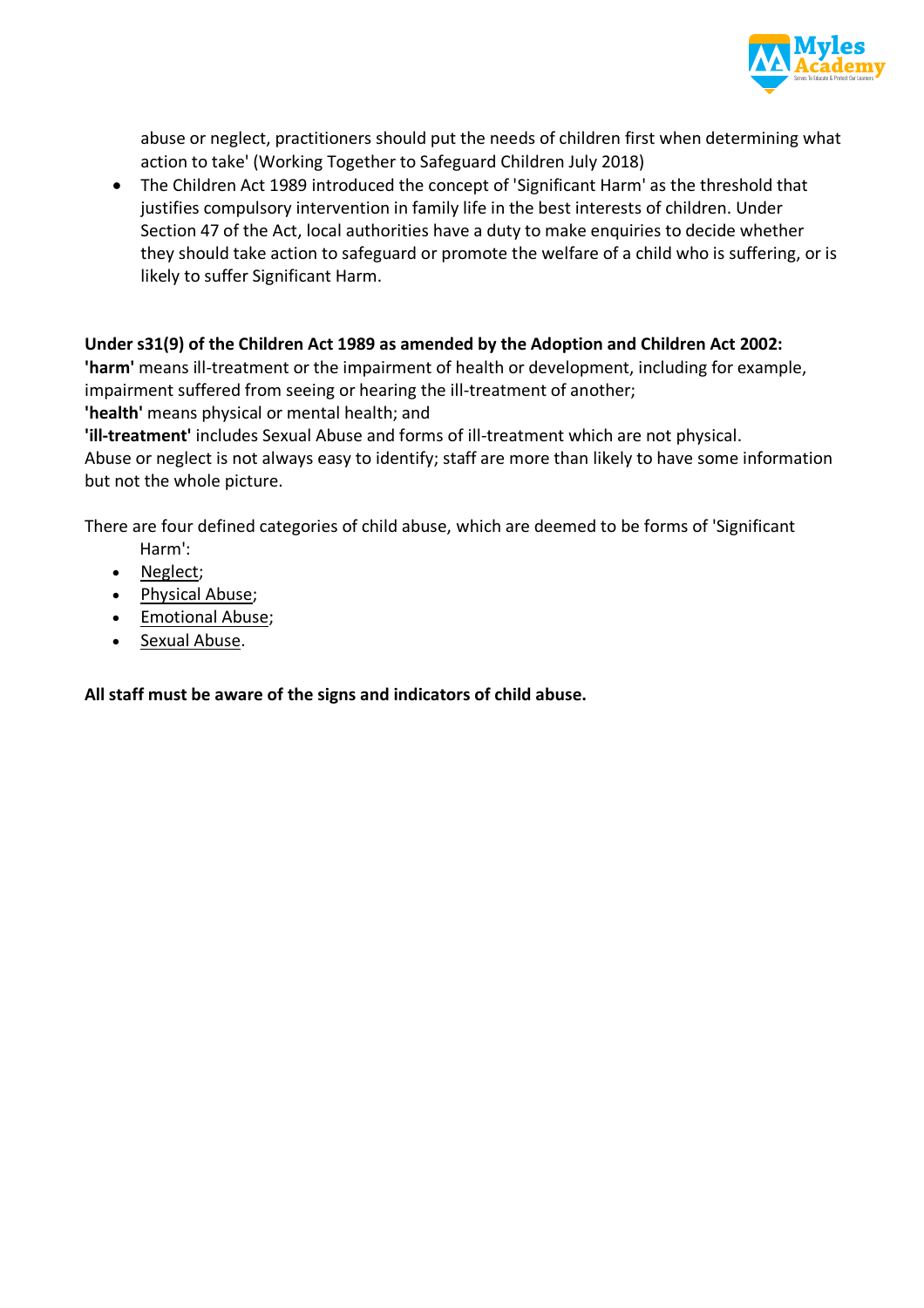abuse or neglect, practitioners should put the needs of children first when determining what action to take' (Working Together to Safeguard Children July 2018)

- The Children Act 1989 introduced the concept of 'Significant Harm' as the threshold that justifies compulsory intervention in family life in the best interests of children. Under Section 47 of the Act, local authorities have a duty to make enquiries to decide whether they should take action to safeguard or promote the welfare of a child who is suffering, or is likely to suffer Significant Harm.

**Under s31(9) of the Children Act 1989 as amended by the Adoption and Children Act 2002:**
**'harm'** means ill-treatment or the impairment of health or development, including for example, impairment suffered from seeing or hearing the ill-treatment of another;
**'health'** means physical or mental health; and
**'ill-treatment'** includes Sexual Abuse and forms of ill-treatment which are not physical.
Abuse or neglect is not always easy to identify; staff are more than likely to have some information but not the whole picture.

There are four defined categories of child abuse, which are deemed to be forms of 'Significant Harm':

- Neglect;
- Physical Abuse;
- Emotional Abuse;
- Sexual Abuse.

**All staff must be aware of the signs and indicators of child abuse.**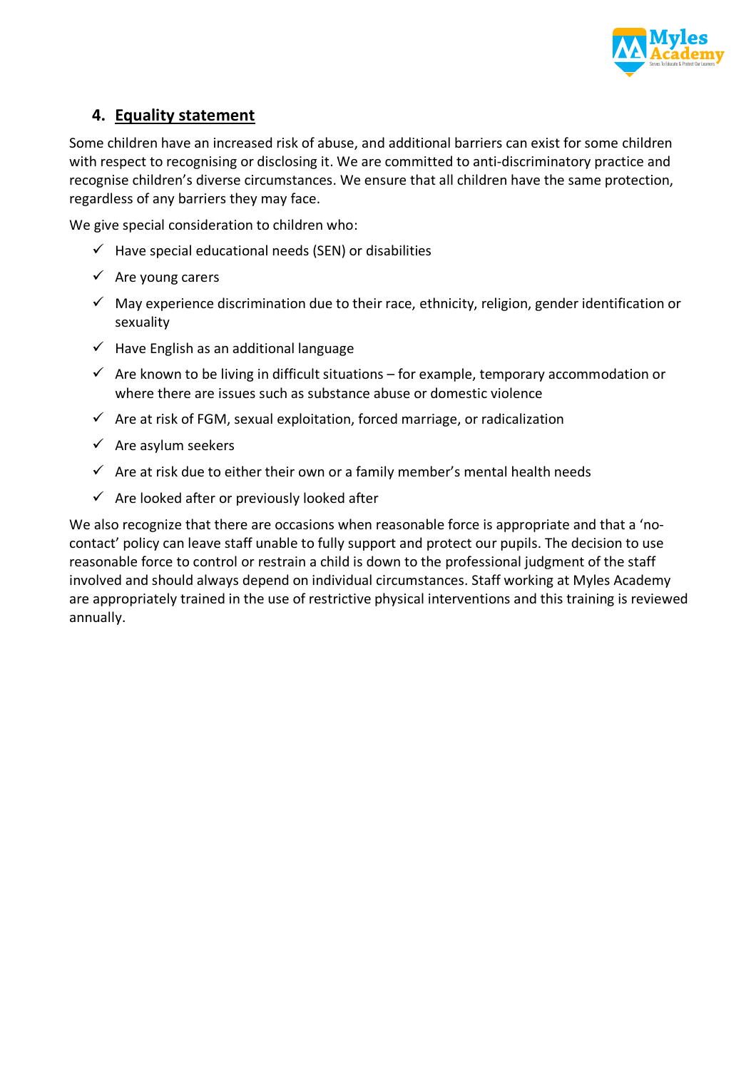## 4. Equality statement

Some children have an increased risk of abuse, and additional barriers can exist for some children with respect to recognising or disclosing it. We are committed to anti-discriminatory practice and recognise children's diverse circumstances. We ensure that all children have the same protection, regardless of any barriers they may face.

We give special consideration to children who:

- ✓ Have special educational needs (SEN) or disabilities
- ✓ Are young carers
- ✓ May experience discrimination due to their race, ethnicity, religion, gender identification or sexuality
- ✓ Have English as an additional language
- ✓ Are known to be living in difficult situations – for example, temporary accommodation or where there are issues such as substance abuse or domestic violence
- ✓ Are at risk of FGM, sexual exploitation, forced marriage, or radicalization
- ✓ Are asylum seekers
- ✓ Are at risk due to either their own or a family member's mental health needs
- ✓ Are looked after or previously looked after

We also recognize that there are occasions when reasonable force is appropriate and that a 'no-contact' policy can leave staff unable to fully support and protect our pupils. The decision to use reasonable force to control or restrain a child is down to the professional judgment of the staff involved and should always depend on individual circumstances. Staff working at Myles Academy are appropriately trained in the use of restrictive physical interventions and this training is reviewed annually.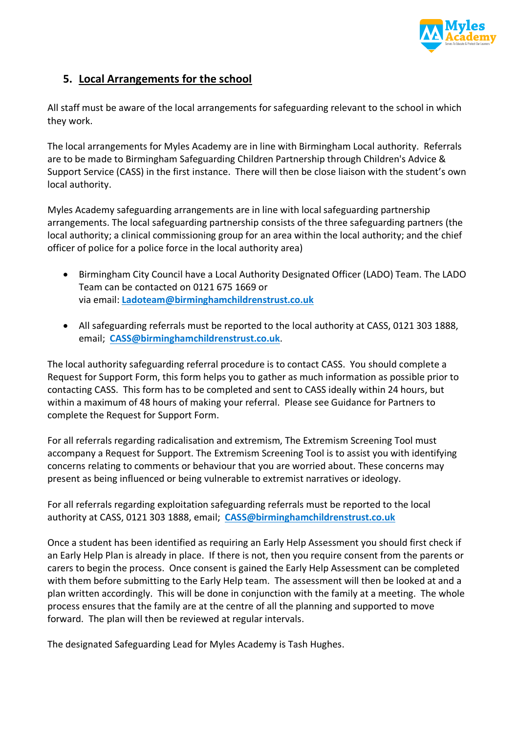## 5. Local Arrangements for the school

All staff must be aware of the local arrangements for safeguarding relevant to the school in which they work.

The local arrangements for Myles Academy are in line with Birmingham Local authority. Referrals are to be made to Birmingham Safeguarding Children Partnership through Children's Advice & Support Service (CASS) in the first instance. There will then be close liaison with the student's own local authority.

Myles Academy safeguarding arrangements are in line with local safeguarding partnership arrangements. The local safeguarding partnership consists of the three safeguarding partners (the local authority; a clinical commissioning group for an area within the local authority; and the chief officer of police for a police force in the local authority area)

- Birmingham City Council have a Local Authority Designated Officer (LADO) Team. The LADO Team can be contacted on 0121 675 1669 or via email: **Ladoteam@birminghamchildrenstrust.co.uk**

- All safeguarding referrals must be reported to the local authority at CASS, 0121 303 1888, email; **CASS@birminghamchildrenstrust.co.uk**.

The local authority safeguarding referral procedure is to contact CASS. You should complete a Request for Support Form, this form helps you to gather as much information as possible prior to contacting CASS. This form has to be completed and sent to CASS ideally within 24 hours, but within a maximum of 48 hours of making your referral. Please see Guidance for Partners to complete the Request for Support Form.

For all referrals regarding radicalisation and extremism, The Extremism Screening Tool must accompany a Request for Support. The Extremism Screening Tool is to assist you with identifying concerns relating to comments or behaviour that you are worried about. These concerns may present as being influenced or being vulnerable to extremist narratives or ideology.

For all referrals regarding exploitation safeguarding referrals must be reported to the local authority at CASS, 0121 303 1888, email; **CASS@birminghamchildrenstrust.co.uk**

Once a student has been identified as requiring an Early Help Assessment you should first check if an Early Help Plan is already in place. If there is not, then you require consent from the parents or carers to begin the process. Once consent is gained the Early Help Assessment can be completed with them before submitting to the Early Help team. The assessment will then be looked at and a plan written accordingly. This will be done in conjunction with the family at a meeting. The whole process ensures that the family are at the centre of all the planning and supported to move forward. The plan will then be reviewed at regular intervals.

The designated Safeguarding Lead for Myles Academy is Tash Hughes.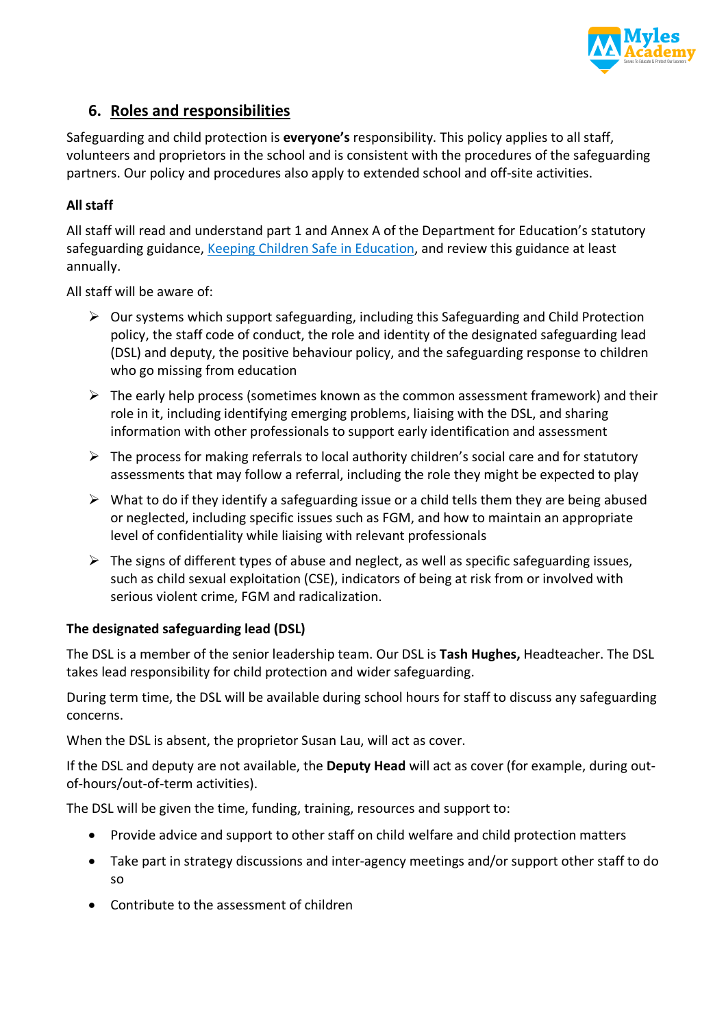## 6. Roles and responsibilities

Safeguarding and child protection is **everyone's** responsibility. This policy applies to all staff, volunteers and proprietors in the school and is consistent with the procedures of the safeguarding partners. Our policy and procedures also apply to extended school and off-site activities.

### All staff

All staff will read and understand part 1 and Annex A of the Department for Education's statutory safeguarding guidance, Keeping Children Safe in Education, and review this guidance at least annually.

All staff will be aware of:

- Our systems which support safeguarding, including this Safeguarding and Child Protection policy, the staff code of conduct, the role and identity of the designated safeguarding lead (DSL) and deputy, the positive behaviour policy, and the safeguarding response to children who go missing from education
- The early help process (sometimes known as the common assessment framework) and their role in it, including identifying emerging problems, liaising with the DSL, and sharing information with other professionals to support early identification and assessment
- The process for making referrals to local authority children's social care and for statutory assessments that may follow a referral, including the role they might be expected to play
- What to do if they identify a safeguarding issue or a child tells them they are being abused or neglected, including specific issues such as FGM, and how to maintain an appropriate level of confidentiality while liaising with relevant professionals
- The signs of different types of abuse and neglect, as well as specific safeguarding issues, such as child sexual exploitation (CSE), indicators of being at risk from or involved with serious violent crime, FGM and radicalization.

### The designated safeguarding lead (DSL)

The DSL is a member of the senior leadership team. Our DSL is **Tash Hughes,** Headteacher. The DSL takes lead responsibility for child protection and wider safeguarding.

During term time, the DSL will be available during school hours for staff to discuss any safeguarding concerns.

When the DSL is absent, the proprietor Susan Lau, will act as cover.

If the DSL and deputy are not available, the **Deputy Head** will act as cover (for example, during out-of-hours/out-of-term activities).

The DSL will be given the time, funding, training, resources and support to:

- Provide advice and support to other staff on child welfare and child protection matters
- Take part in strategy discussions and inter-agency meetings and/or support other staff to do so
- Contribute to the assessment of children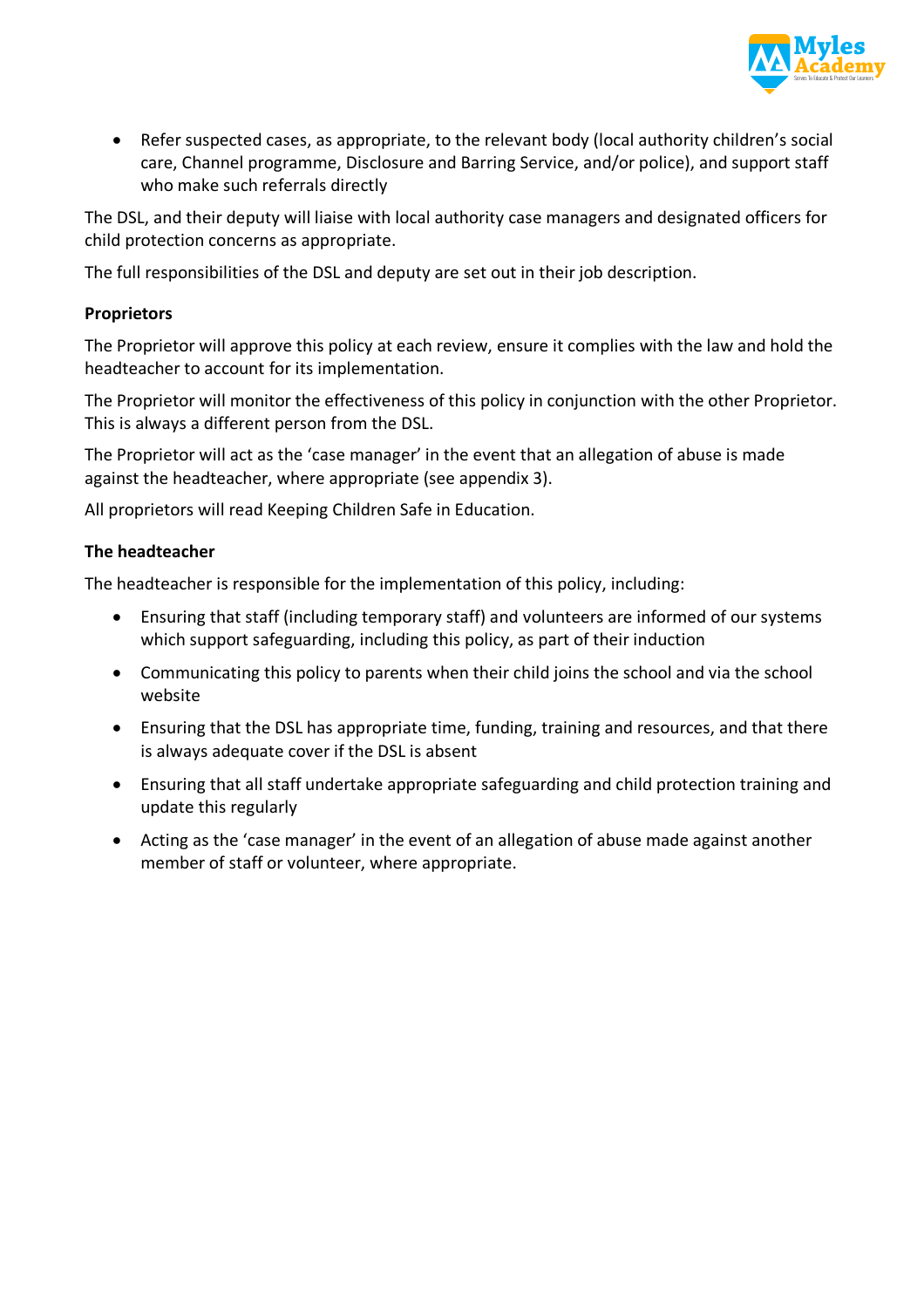- Refer suspected cases, as appropriate, to the relevant body (local authority children's social care, Channel programme, Disclosure and Barring Service, and/or police), and support staff who make such referrals directly

The DSL, and their deputy will liaise with local authority case managers and designated officers for child protection concerns as appropriate.

The full responsibilities of the DSL and deputy are set out in their job description.

**Proprietors**

The Proprietor will approve this policy at each review, ensure it complies with the law and hold the headteacher to account for its implementation.

The Proprietor will monitor the effectiveness of this policy in conjunction with the other Proprietor. This is always a different person from the DSL.

The Proprietor will act as the 'case manager' in the event that an allegation of abuse is made against the headteacher, where appropriate (see appendix 3).

All proprietors will read Keeping Children Safe in Education.

**The headteacher**

The headteacher is responsible for the implementation of this policy, including:

- Ensuring that staff (including temporary staff) and volunteers are informed of our systems which support safeguarding, including this policy, as part of their induction
- Communicating this policy to parents when their child joins the school and via the school website
- Ensuring that the DSL has appropriate time, funding, training and resources, and that there is always adequate cover if the DSL is absent
- Ensuring that all staff undertake appropriate safeguarding and child protection training and update this regularly
- Acting as the 'case manager' in the event of an allegation of abuse made against another member of staff or volunteer, where appropriate.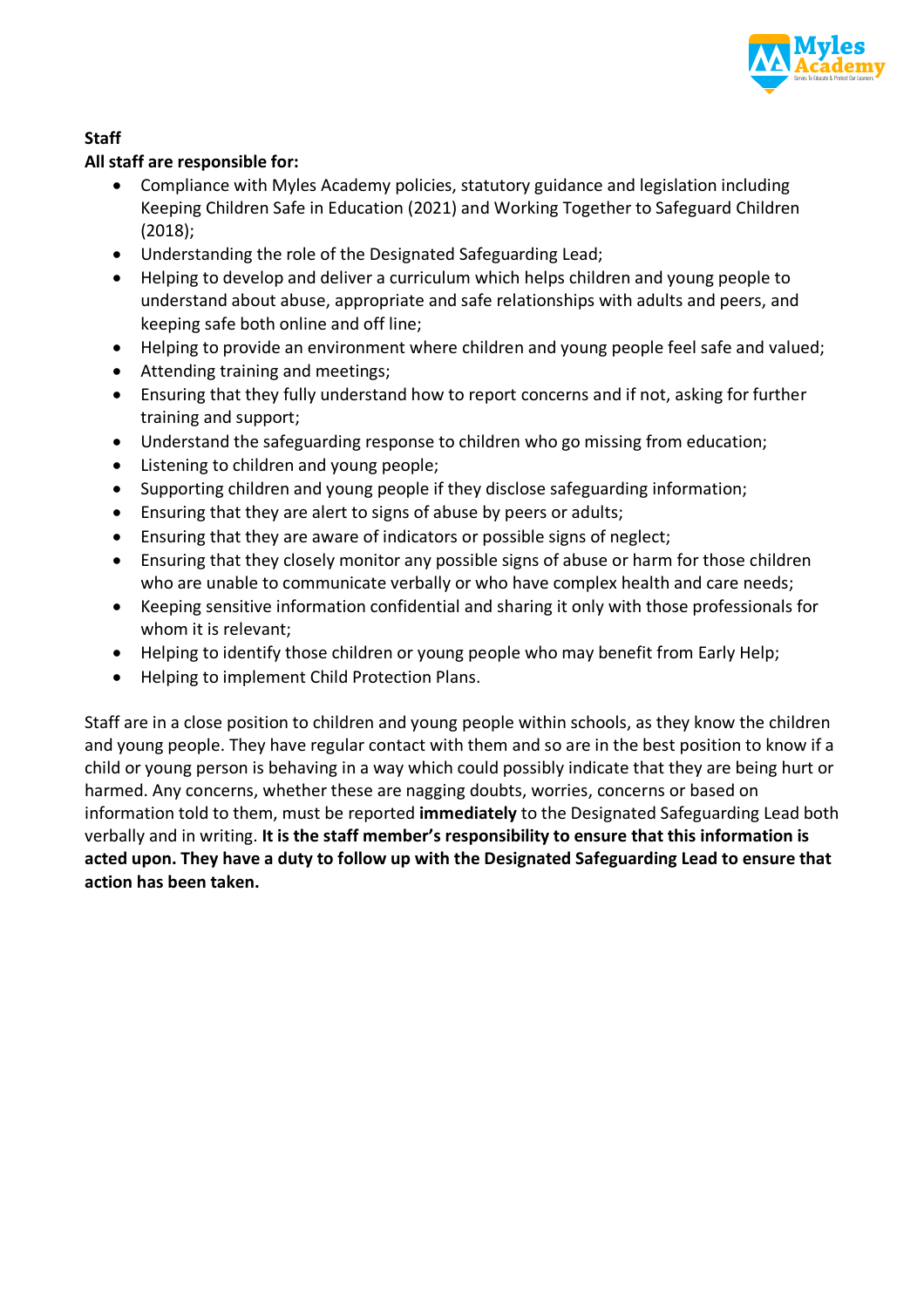**Staff**

**All staff are responsible for:**

- Compliance with Myles Academy policies, statutory guidance and legislation including Keeping Children Safe in Education (2021) and Working Together to Safeguard Children (2018);
- Understanding the role of the Designated Safeguarding Lead;
- Helping to develop and deliver a curriculum which helps children and young people to understand about abuse, appropriate and safe relationships with adults and peers, and keeping safe both online and off line;
- Helping to provide an environment where children and young people feel safe and valued;
- Attending training and meetings;
- Ensuring that they fully understand how to report concerns and if not, asking for further training and support;
- Understand the safeguarding response to children who go missing from education;
- Listening to children and young people;
- Supporting children and young people if they disclose safeguarding information;
- Ensuring that they are alert to signs of abuse by peers or adults;
- Ensuring that they are aware of indicators or possible signs of neglect;
- Ensuring that they closely monitor any possible signs of abuse or harm for those children who are unable to communicate verbally or who have complex health and care needs;
- Keeping sensitive information confidential and sharing it only with those professionals for whom it is relevant;
- Helping to identify those children or young people who may benefit from Early Help;
- Helping to implement Child Protection Plans.

Staff are in a close position to children and young people within schools, as they know the children and young people. They have regular contact with them and so are in the best position to know if a child or young person is behaving in a way which could possibly indicate that they are being hurt or harmed. Any concerns, whether these are nagging doubts, worries, concerns or based on information told to them, must be reported **immediately** to the Designated Safeguarding Lead both verbally and in writing. **It is the staff member's responsibility to ensure that this information is acted upon. They have a duty to follow up with the Designated Safeguarding Lead to ensure that action has been taken.**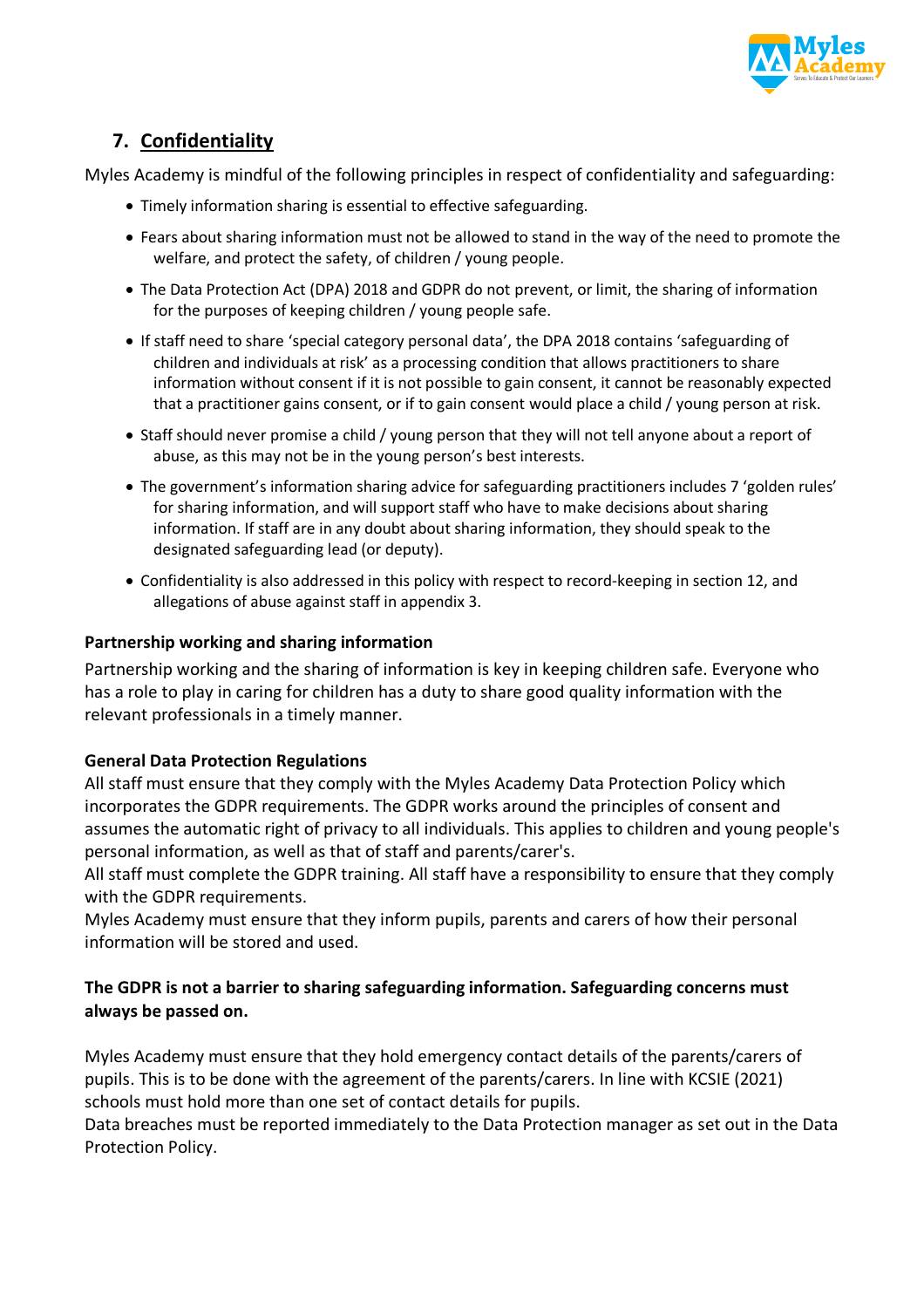## 7. Confidentiality

Myles Academy is mindful of the following principles in respect of confidentiality and safeguarding:

- Timely information sharing is essential to effective safeguarding.
- Fears about sharing information must not be allowed to stand in the way of the need to promote the welfare, and protect the safety, of children / young people.
- The Data Protection Act (DPA) 2018 and GDPR do not prevent, or limit, the sharing of information for the purposes of keeping children / young people safe.
- If staff need to share 'special category personal data', the DPA 2018 contains 'safeguarding of children and individuals at risk' as a processing condition that allows practitioners to share information without consent if it is not possible to gain consent, it cannot be reasonably expected that a practitioner gains consent, or if to gain consent would place a child / young person at risk.
- Staff should never promise a child / young person that they will not tell anyone about a report of abuse, as this may not be in the young person's best interests.
- The government's information sharing advice for safeguarding practitioners includes 7 'golden rules' for sharing information, and will support staff who have to make decisions about sharing information. If staff are in any doubt about sharing information, they should speak to the designated safeguarding lead (or deputy).
- Confidentiality is also addressed in this policy with respect to record-keeping in section 12, and allegations of abuse against staff in appendix 3.

**Partnership working and sharing information**

Partnership working and the sharing of information is key in keeping children safe. Everyone who has a role to play in caring for children has a duty to share good quality information with the relevant professionals in a timely manner.

**General Data Protection Regulations**

All staff must ensure that they comply with the Myles Academy Data Protection Policy which incorporates the GDPR requirements. The GDPR works around the principles of consent and assumes the automatic right of privacy to all individuals. This applies to children and young people's personal information, as well as that of staff and parents/carer's.

All staff must complete the GDPR training. All staff have a responsibility to ensure that they comply with the GDPR requirements.

Myles Academy must ensure that they inform pupils, parents and carers of how their personal information will be stored and used.

**The GDPR is not a barrier to sharing safeguarding information. Safeguarding concerns must always be passed on.**

Myles Academy must ensure that they hold emergency contact details of the parents/carers of pupils. This is to be done with the agreement of the parents/carers. In line with KCSIE (2021) schools must hold more than one set of contact details for pupils.

Data breaches must be reported immediately to the Data Protection manager as set out in the Data Protection Policy.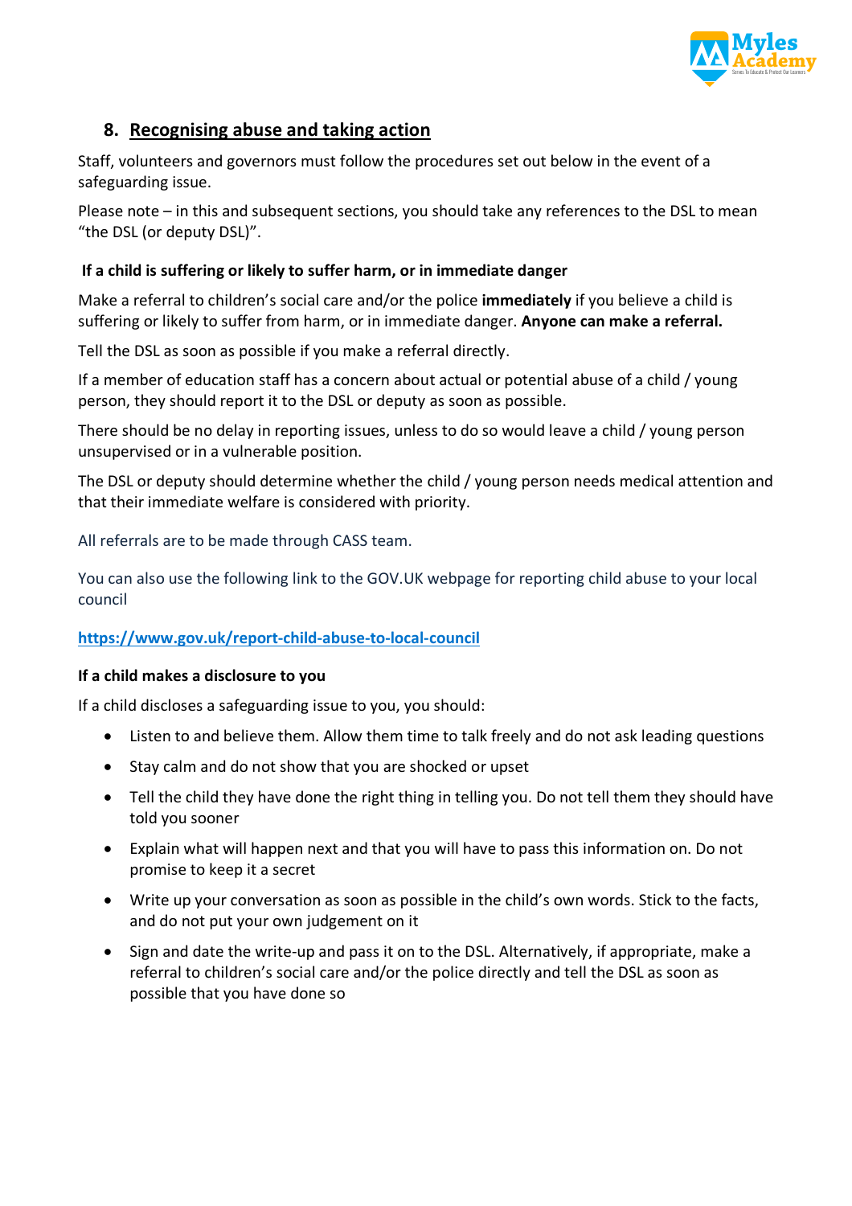## 8. Recognising abuse and taking action

Staff, volunteers and governors must follow the procedures set out below in the event of a safeguarding issue.

Please note – in this and subsequent sections, you should take any references to the DSL to mean "the DSL (or deputy DSL)".

### If a child is suffering or likely to suffer harm, or in immediate danger

Make a referral to children's social care and/or the police **immediately** if you believe a child is suffering or likely to suffer from harm, or in immediate danger. **Anyone can make a referral.**

Tell the DSL as soon as possible if you make a referral directly.

If a member of education staff has a concern about actual or potential abuse of a child / young person, they should report it to the DSL or deputy as soon as possible.

There should be no delay in reporting issues, unless to do so would leave a child / young person unsupervised or in a vulnerable position.

The DSL or deputy should determine whether the child / young person needs medical attention and that their immediate welfare is considered with priority.

All referrals are to be made through CASS team.

You can also use the following link to the GOV.UK webpage for reporting child abuse to your local council

**https://www.gov.uk/report-child-abuse-to-local-council**

### If a child makes a disclosure to you

If a child discloses a safeguarding issue to you, you should:

- Listen to and believe them. Allow them time to talk freely and do not ask leading questions
- Stay calm and do not show that you are shocked or upset
- Tell the child they have done the right thing in telling you. Do not tell them they should have told you sooner
- Explain what will happen next and that you will have to pass this information on. Do not promise to keep it a secret
- Write up your conversation as soon as possible in the child's own words. Stick to the facts, and do not put your own judgement on it
- Sign and date the write-up and pass it on to the DSL. Alternatively, if appropriate, make a referral to children's social care and/or the police directly and tell the DSL as soon as possible that you have done so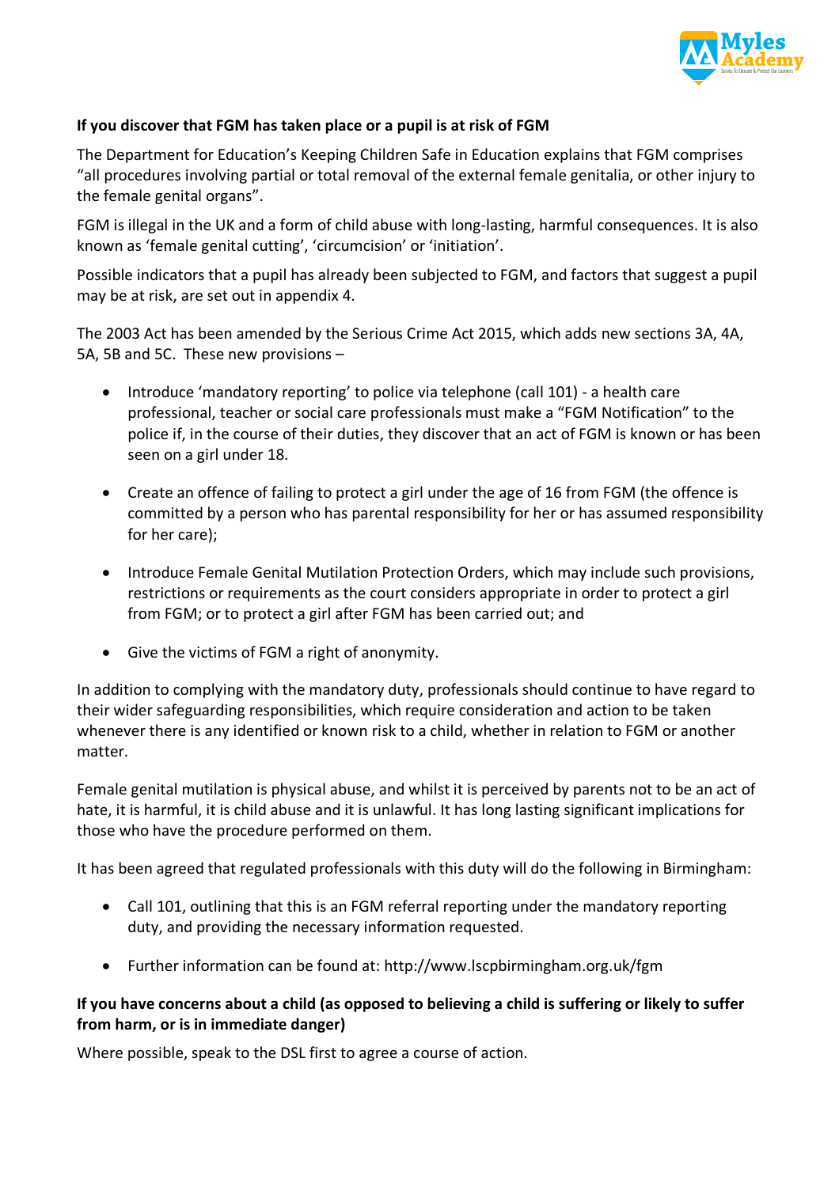**If you discover that FGM has taken place or a pupil is at risk of FGM**

The Department for Education's Keeping Children Safe in Education explains that FGM comprises "all procedures involving partial or total removal of the external female genitalia, or other injury to the female genital organs".

FGM is illegal in the UK and a form of child abuse with long-lasting, harmful consequences. It is also known as 'female genital cutting', 'circumcision' or 'initiation'.

Possible indicators that a pupil has already been subjected to FGM, and factors that suggest a pupil may be at risk, are set out in appendix 4.

The 2003 Act has been amended by the Serious Crime Act 2015, which adds new sections 3A, 4A, 5A, 5B and 5C. These new provisions –

- Introduce 'mandatory reporting' to police via telephone (call 101) - a health care professional, teacher or social care professionals must make a "FGM Notification" to the police if, in the course of their duties, they discover that an act of FGM is known or has been seen on a girl under 18.
- Create an offence of failing to protect a girl under the age of 16 from FGM (the offence is committed by a person who has parental responsibility for her or has assumed responsibility for her care);
- Introduce Female Genital Mutilation Protection Orders, which may include such provisions, restrictions or requirements as the court considers appropriate in order to protect a girl from FGM; or to protect a girl after FGM has been carried out; and
- Give the victims of FGM a right of anonymity.

In addition to complying with the mandatory duty, professionals should continue to have regard to their wider safeguarding responsibilities, which require consideration and action to be taken whenever there is any identified or known risk to a child, whether in relation to FGM or another matter.

Female genital mutilation is physical abuse, and whilst it is perceived by parents not to be an act of hate, it is harmful, it is child abuse and it is unlawful. It has long lasting significant implications for those who have the procedure performed on them.

It has been agreed that regulated professionals with this duty will do the following in Birmingham:

- Call 101, outlining that this is an FGM referral reporting under the mandatory reporting duty, and providing the necessary information requested.
- Further information can be found at: http://www.lscpbirmingham.org.uk/fgm

**If you have concerns about a child (as opposed to believing a child is suffering or likely to suffer from harm, or is in immediate danger)**

Where possible, speak to the DSL first to agree a course of action.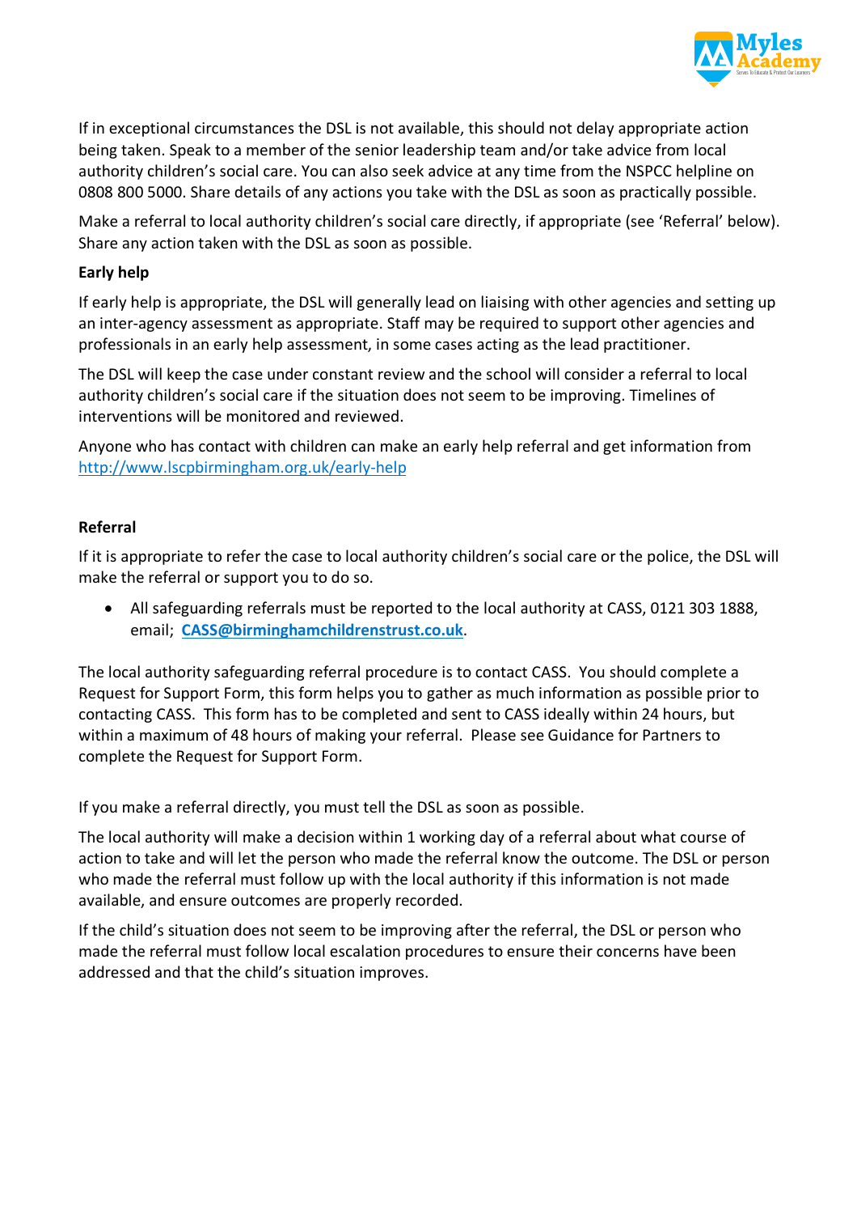If in exceptional circumstances the DSL is not available, this should not delay appropriate action being taken. Speak to a member of the senior leadership team and/or take advice from local authority children's social care. You can also seek advice at any time from the NSPCC helpline on 0808 800 5000. Share details of any actions you take with the DSL as soon as practically possible.

Make a referral to local authority children's social care directly, if appropriate (see 'Referral' below). Share any action taken with the DSL as soon as possible.

**Early help**

If early help is appropriate, the DSL will generally lead on liaising with other agencies and setting up an inter-agency assessment as appropriate. Staff may be required to support other agencies and professionals in an early help assessment, in some cases acting as the lead practitioner.

The DSL will keep the case under constant review and the school will consider a referral to local authority children's social care if the situation does not seem to be improving. Timelines of interventions will be monitored and reviewed.

Anyone who has contact with children can make an early help referral and get information from http://www.lscpbirmingham.org.uk/early-help

**Referral**

If it is appropriate to refer the case to local authority children's social care or the police, the DSL will make the referral or support you to do so.

- All safeguarding referrals must be reported to the local authority at CASS, 0121 303 1888, email; **CASS@birminghamchildrenstrust.co.uk**.

The local authority safeguarding referral procedure is to contact CASS. You should complete a Request for Support Form, this form helps you to gather as much information as possible prior to contacting CASS. This form has to be completed and sent to CASS ideally within 24 hours, but within a maximum of 48 hours of making your referral. Please see Guidance for Partners to complete the Request for Support Form.

If you make a referral directly, you must tell the DSL as soon as possible.

The local authority will make a decision within 1 working day of a referral about what course of action to take and will let the person who made the referral know the outcome. The DSL or person who made the referral must follow up with the local authority if this information is not made available, and ensure outcomes are properly recorded.

If the child's situation does not seem to be improving after the referral, the DSL or person who made the referral must follow local escalation procedures to ensure their concerns have been addressed and that the child's situation improves.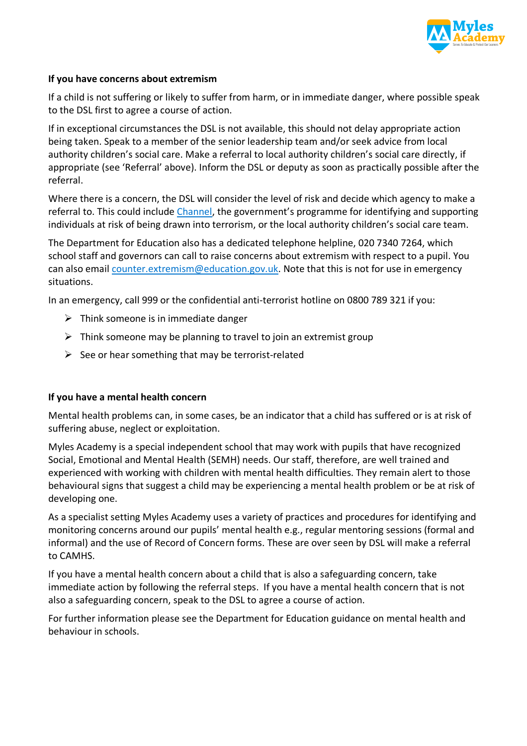**If you have concerns about extremism**

If a child is not suffering or likely to suffer from harm, or in immediate danger, where possible speak to the DSL first to agree a course of action.

If in exceptional circumstances the DSL is not available, this should not delay appropriate action being taken. Speak to a member of the senior leadership team and/or seek advice from local authority children's social care. Make a referral to local authority children's social care directly, if appropriate (see 'Referral' above). Inform the DSL or deputy as soon as practically possible after the referral.

Where there is a concern, the DSL will consider the level of risk and decide which agency to make a referral to. This could include Channel, the government's programme for identifying and supporting individuals at risk of being drawn into terrorism, or the local authority children's social care team.

The Department for Education also has a dedicated telephone helpline, 020 7340 7264, which school staff and governors can call to raise concerns about extremism with respect to a pupil. You can also email counter.extremism@education.gov.uk. Note that this is not for use in emergency situations.

In an emergency, call 999 or the confidential anti-terrorist hotline on 0800 789 321 if you:

- Think someone is in immediate danger
- Think someone may be planning to travel to join an extremist group
- See or hear something that may be terrorist-related

**If you have a mental health concern**

Mental health problems can, in some cases, be an indicator that a child has suffered or is at risk of suffering abuse, neglect or exploitation.

Myles Academy is a special independent school that may work with pupils that have recognized Social, Emotional and Mental Health (SEMH) needs. Our staff, therefore, are well trained and experienced with working with children with mental health difficulties. They remain alert to those behavioural signs that suggest a child may be experiencing a mental health problem or be at risk of developing one.

As a specialist setting Myles Academy uses a variety of practices and procedures for identifying and monitoring concerns around our pupils' mental health e.g., regular mentoring sessions (formal and informal) and the use of Record of Concern forms. These are over seen by DSL will make a referral to CAMHS.

If you have a mental health concern about a child that is also a safeguarding concern, take immediate action by following the referral steps. If you have a mental health concern that is not also a safeguarding concern, speak to the DSL to agree a course of action.

For further information please see the Department for Education guidance on mental health and behaviour in schools.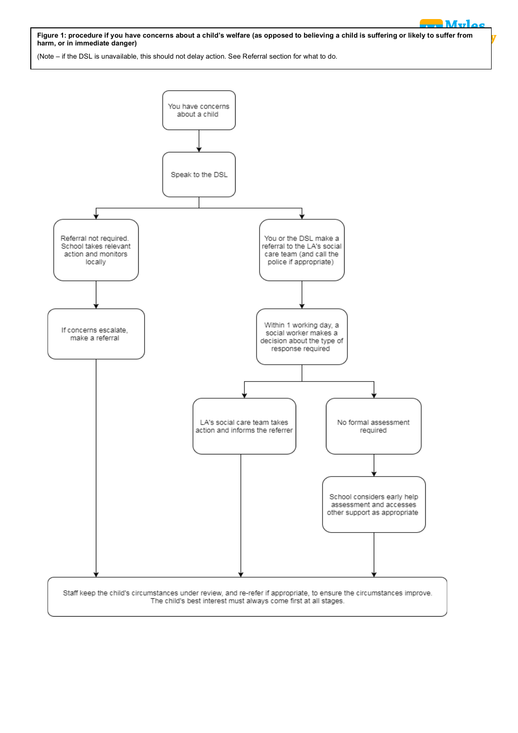**Figure 1: procedure if you have concerns about a child's welfare (as opposed to believing a child is suffering or likely to suffer from harm, or in immediate danger)**

(Note – if the DSL is unavailable, this should not delay action. See Referral section for what to do.

You have concerns about a child

Speak to the DSL

Referral not required. School takes relevant action and monitors locally

If concerns escalate, make a referral

You or the DSL make a referral to the LA's social care team (and call the police if appropriate)

Within 1 working day, a social worker makes a decision about the type of response required

LA's social care team takes action and informs the referrer

No formal assessment required

School considers early help assessment and accesses other support as appropriate

Staff keep the child's circumstances under review, and re-refer if appropriate, to ensure the circumstances improve. The child's best interest must always come first at all stages.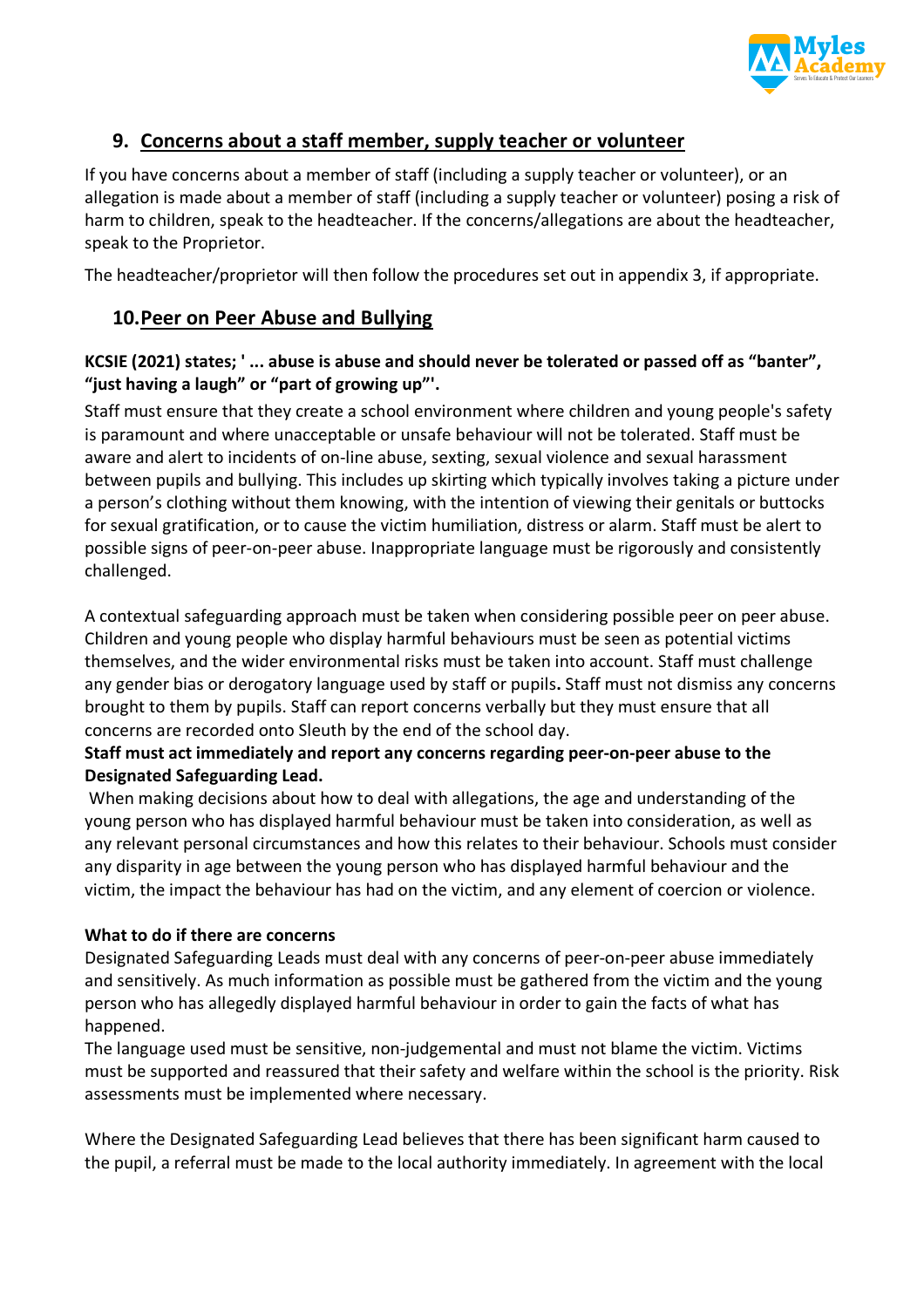## 9. Concerns about a staff member, supply teacher or volunteer

If you have concerns about a member of staff (including a supply teacher or volunteer), or an allegation is made about a member of staff (including a supply teacher or volunteer) posing a risk of harm to children, speak to the headteacher. If the concerns/allegations are about the headteacher, speak to the Proprietor.

The headteacher/proprietor will then follow the procedures set out in appendix 3, if appropriate.

## 10. Peer on Peer Abuse and Bullying

**KCSIE (2021) states; ' ... abuse is abuse and should never be tolerated or passed off as "banter", "just having a laugh" or "part of growing up"'.**

Staff must ensure that they create a school environment where children and young people's safety is paramount and where unacceptable or unsafe behaviour will not be tolerated. Staff must be aware and alert to incidents of on-line abuse, sexting, sexual violence and sexual harassment between pupils and bullying. This includes up skirting which typically involves taking a picture under a person's clothing without them knowing, with the intention of viewing their genitals or buttocks for sexual gratification, or to cause the victim humiliation, distress or alarm. Staff must be alert to possible signs of peer-on-peer abuse. Inappropriate language must be rigorously and consistently challenged.

A contextual safeguarding approach must be taken when considering possible peer on peer abuse. Children and young people who display harmful behaviours must be seen as potential victims themselves, and the wider environmental risks must be taken into account. Staff must challenge any gender bias or derogatory language used by staff or pupils**.** Staff must not dismiss any concerns brought to them by pupils. Staff can report concerns verbally but they must ensure that all concerns are recorded onto Sleuth by the end of the school day.

**Staff must act immediately and report any concerns regarding peer-on-peer abuse to the Designated Safeguarding Lead.**

When making decisions about how to deal with allegations, the age and understanding of the young person who has displayed harmful behaviour must be taken into consideration, as well as any relevant personal circumstances and how this relates to their behaviour. Schools must consider any disparity in age between the young person who has displayed harmful behaviour and the victim, the impact the behaviour has had on the victim, and any element of coercion or violence.

**What to do if there are concerns**

Designated Safeguarding Leads must deal with any concerns of peer-on-peer abuse immediately and sensitively. As much information as possible must be gathered from the victim and the young person who has allegedly displayed harmful behaviour in order to gain the facts of what has happened.

The language used must be sensitive, non-judgemental and must not blame the victim. Victims must be supported and reassured that their safety and welfare within the school is the priority. Risk assessments must be implemented where necessary.

Where the Designated Safeguarding Lead believes that there has been significant harm caused to the pupil, a referral must be made to the local authority immediately. In agreement with the local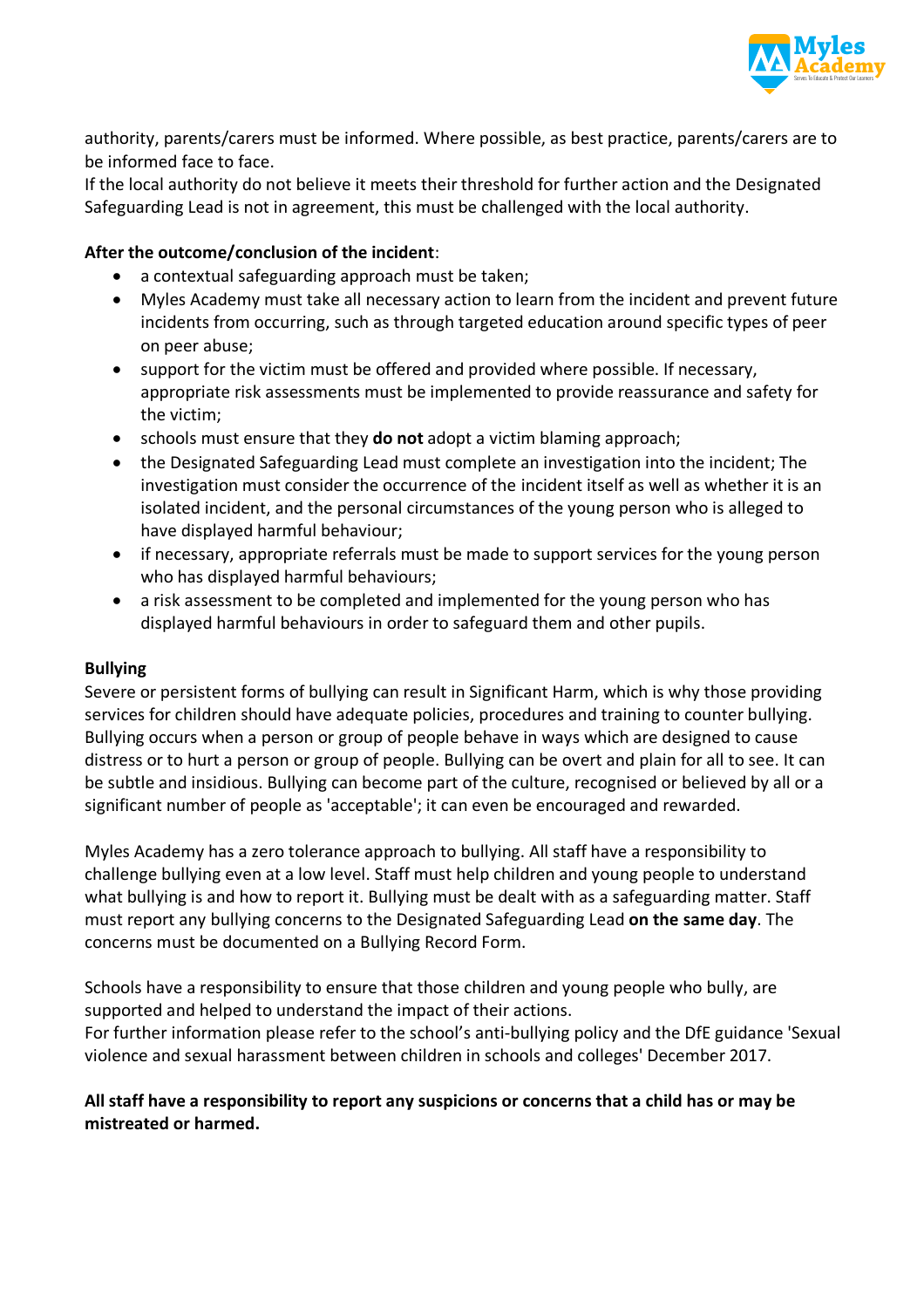authority, parents/carers must be informed. Where possible, as best practice, parents/carers are to be informed face to face.
If the local authority do not believe it meets their threshold for further action and the Designated Safeguarding Lead is not in agreement, this must be challenged with the local authority.

**After the outcome/conclusion of the incident**:

- a contextual safeguarding approach must be taken;
- Myles Academy must take all necessary action to learn from the incident and prevent future incidents from occurring, such as through targeted education around specific types of peer on peer abuse;
- support for the victim must be offered and provided where possible. If necessary, appropriate risk assessments must be implemented to provide reassurance and safety for the victim;
- schools must ensure that they **do not** adopt a victim blaming approach;
- the Designated Safeguarding Lead must complete an investigation into the incident; The investigation must consider the occurrence of the incident itself as well as whether it is an isolated incident, and the personal circumstances of the young person who is alleged to have displayed harmful behaviour;
- if necessary, appropriate referrals must be made to support services for the young person who has displayed harmful behaviours;
- a risk assessment to be completed and implemented for the young person who has displayed harmful behaviours in order to safeguard them and other pupils.

**Bullying**

Severe or persistent forms of bullying can result in Significant Harm, which is why those providing services for children should have adequate policies, procedures and training to counter bullying. Bullying occurs when a person or group of people behave in ways which are designed to cause distress or to hurt a person or group of people. Bullying can be overt and plain for all to see. It can be subtle and insidious. Bullying can become part of the culture, recognised or believed by all or a significant number of people as 'acceptable'; it can even be encouraged and rewarded.

Myles Academy has a zero tolerance approach to bullying. All staff have a responsibility to challenge bullying even at a low level. Staff must help children and young people to understand what bullying is and how to report it. Bullying must be dealt with as a safeguarding matter. Staff must report any bullying concerns to the Designated Safeguarding Lead **on the same day**. The concerns must be documented on a Bullying Record Form.

Schools have a responsibility to ensure that those children and young people who bully, are supported and helped to understand the impact of their actions.
For further information please refer to the school's anti-bullying policy and the DfE guidance 'Sexual violence and sexual harassment between children in schools and colleges' December 2017.

**All staff have a responsibility to report any suspicions or concerns that a child has or may be mistreated or harmed.**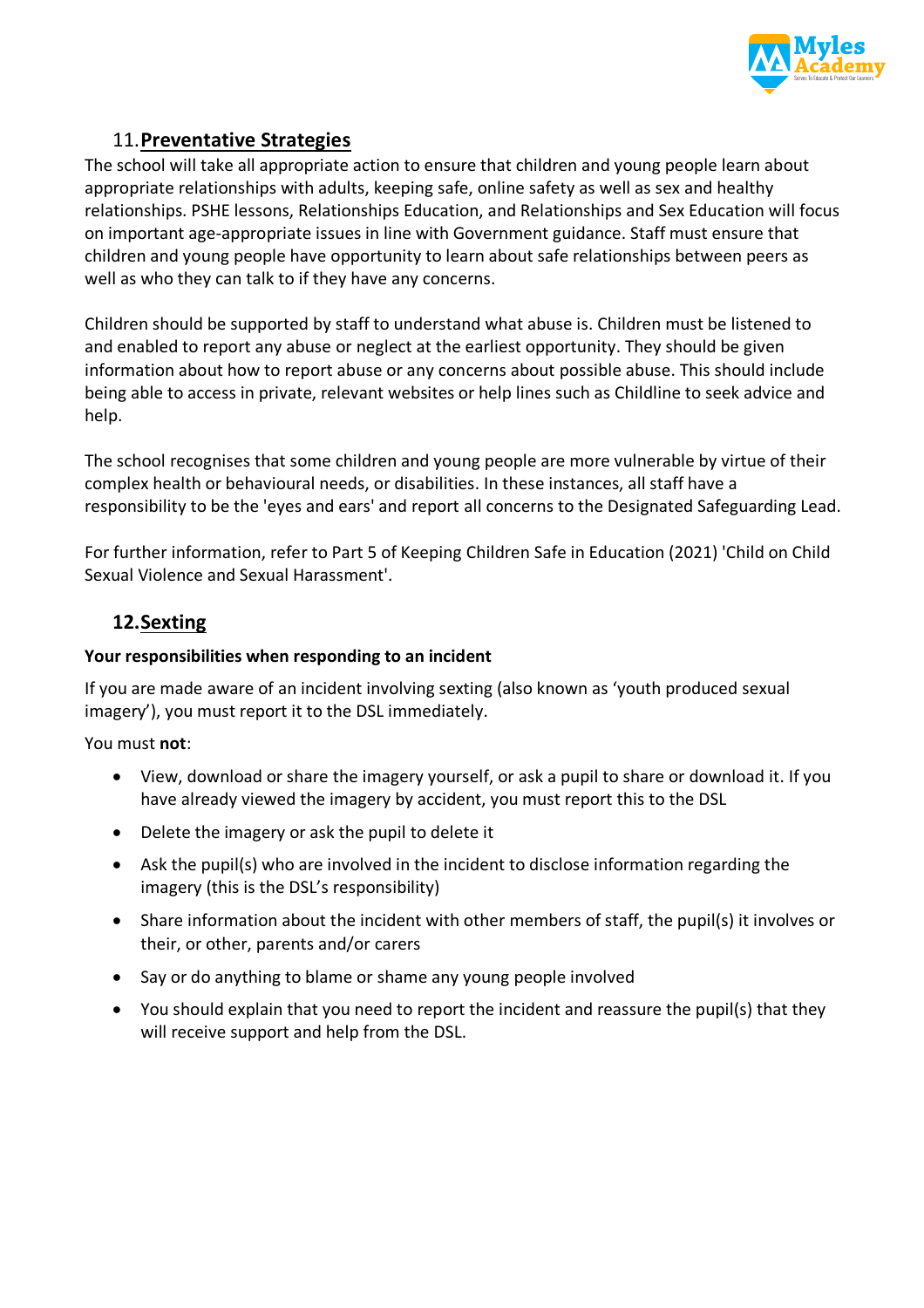## 11. Preventative Strategies

The school will take all appropriate action to ensure that children and young people learn about appropriate relationships with adults, keeping safe, online safety as well as sex and healthy relationships. PSHE lessons, Relationships Education, and Relationships and Sex Education will focus on important age-appropriate issues in line with Government guidance. Staff must ensure that children and young people have opportunity to learn about safe relationships between peers as well as who they can talk to if they have any concerns.

Children should be supported by staff to understand what abuse is. Children must be listened to and enabled to report any abuse or neglect at the earliest opportunity. They should be given information about how to report abuse or any concerns about possible abuse. This should include being able to access in private, relevant websites or help lines such as Childline to seek advice and help.

The school recognises that some children and young people are more vulnerable by virtue of their complex health or behavioural needs, or disabilities. In these instances, all staff have a responsibility to be the 'eyes and ears' and report all concerns to the Designated Safeguarding Lead.

For further information, refer to Part 5 of Keeping Children Safe in Education (2021) 'Child on Child Sexual Violence and Sexual Harassment'.

## 12. Sexting

**Your responsibilities when responding to an incident**

If you are made aware of an incident involving sexting (also known as 'youth produced sexual imagery'), you must report it to the DSL immediately.

You must **not**:

- View, download or share the imagery yourself, or ask a pupil to share or download it. If you have already viewed the imagery by accident, you must report this to the DSL
- Delete the imagery or ask the pupil to delete it
- Ask the pupil(s) who are involved in the incident to disclose information regarding the imagery (this is the DSL's responsibility)
- Share information about the incident with other members of staff, the pupil(s) it involves or their, or other, parents and/or carers
- Say or do anything to blame or shame any young people involved
- You should explain that you need to report the incident and reassure the pupil(s) that they will receive support and help from the DSL.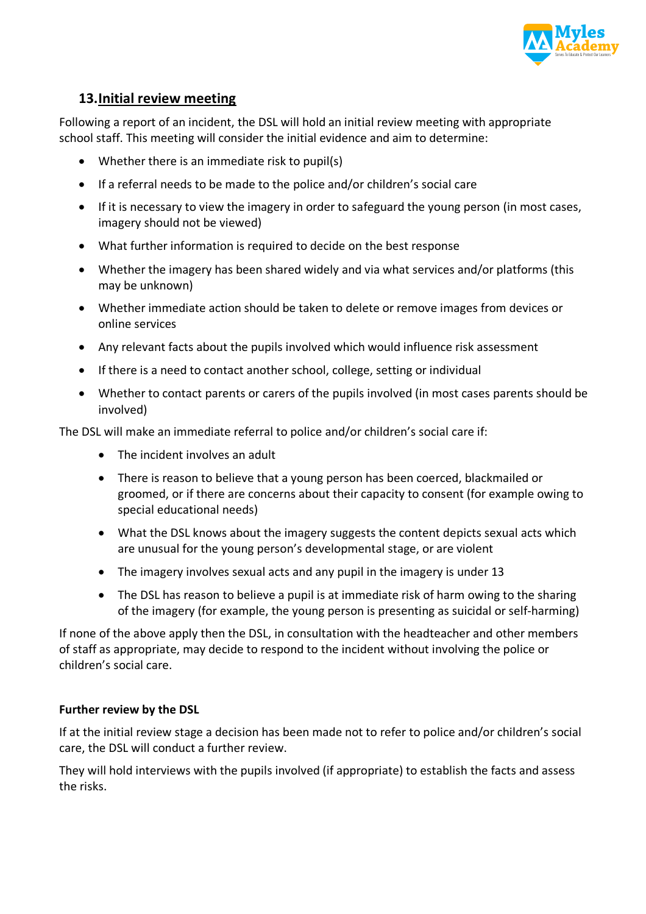## 13. Initial review meeting

Following a report of an incident, the DSL will hold an initial review meeting with appropriate school staff. This meeting will consider the initial evidence and aim to determine:

- Whether there is an immediate risk to pupil(s)
- If a referral needs to be made to the police and/or children's social care
- If it is necessary to view the imagery in order to safeguard the young person (in most cases, imagery should not be viewed)
- What further information is required to decide on the best response
- Whether the imagery has been shared widely and via what services and/or platforms (this may be unknown)
- Whether immediate action should be taken to delete or remove images from devices or online services
- Any relevant facts about the pupils involved which would influence risk assessment
- If there is a need to contact another school, college, setting or individual
- Whether to contact parents or carers of the pupils involved (in most cases parents should be involved)

The DSL will make an immediate referral to police and/or children's social care if:

- The incident involves an adult
- There is reason to believe that a young person has been coerced, blackmailed or groomed, or if there are concerns about their capacity to consent (for example owing to special educational needs)
- What the DSL knows about the imagery suggests the content depicts sexual acts which are unusual for the young person's developmental stage, or are violent
- The imagery involves sexual acts and any pupil in the imagery is under 13
- The DSL has reason to believe a pupil is at immediate risk of harm owing to the sharing of the imagery (for example, the young person is presenting as suicidal or self-harming)

If none of the above apply then the DSL, in consultation with the headteacher and other members of staff as appropriate, may decide to respond to the incident without involving the police or children's social care.

**Further review by the DSL**

If at the initial review stage a decision has been made not to refer to police and/or children's social care, the DSL will conduct a further review.

They will hold interviews with the pupils involved (if appropriate) to establish the facts and assess the risks.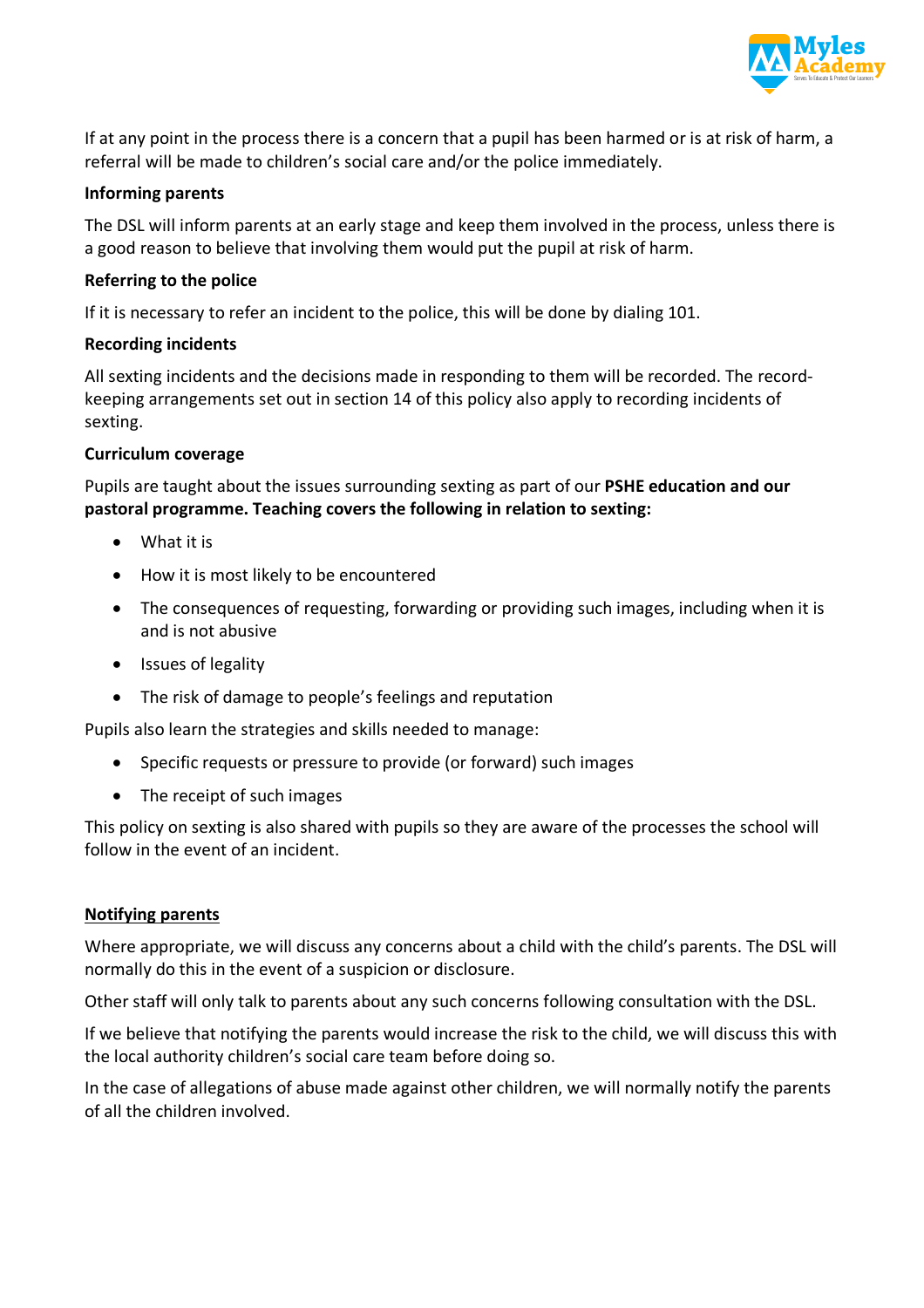If at any point in the process there is a concern that a pupil has been harmed or is at risk of harm, a referral will be made to children's social care and/or the police immediately.

**Informing parents**

The DSL will inform parents at an early stage and keep them involved in the process, unless there is a good reason to believe that involving them would put the pupil at risk of harm.

**Referring to the police**

If it is necessary to refer an incident to the police, this will be done by dialing 101.

**Recording incidents**

All sexting incidents and the decisions made in responding to them will be recorded. The record-keeping arrangements set out in section 14 of this policy also apply to recording incidents of sexting.

**Curriculum coverage**

Pupils are taught about the issues surrounding sexting as part of our **PSHE education and our pastoral programme. Teaching covers the following in relation to sexting:**

- What it is
- How it is most likely to be encountered
- The consequences of requesting, forwarding or providing such images, including when it is and is not abusive
- Issues of legality
- The risk of damage to people's feelings and reputation

Pupils also learn the strategies and skills needed to manage:

- Specific requests or pressure to provide (or forward) such images
- The receipt of such images

This policy on sexting is also shared with pupils so they are aware of the processes the school will follow in the event of an incident.

**<u>Notifying parents</u>**

Where appropriate, we will discuss any concerns about a child with the child's parents. The DSL will normally do this in the event of a suspicion or disclosure.

Other staff will only talk to parents about any such concerns following consultation with the DSL.

If we believe that notifying the parents would increase the risk to the child, we will discuss this with the local authority children's social care team before doing so.

In the case of allegations of abuse made against other children, we will normally notify the parents of all the children involved.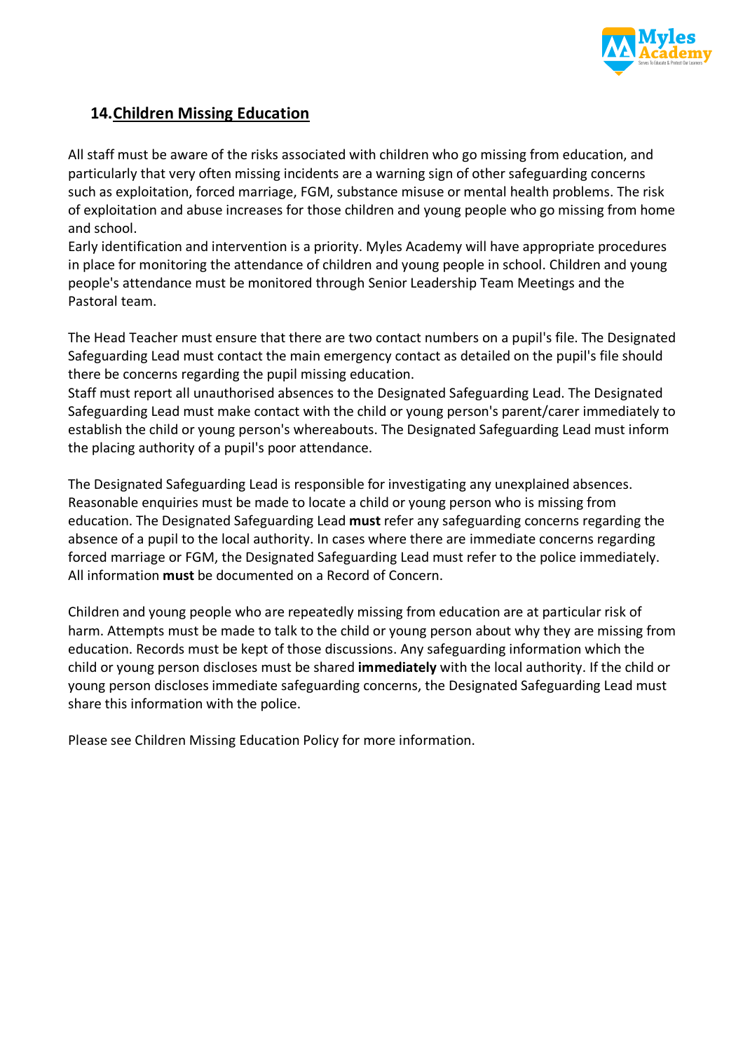## 14. Children Missing Education

All staff must be aware of the risks associated with children who go missing from education, and particularly that very often missing incidents are a warning sign of other safeguarding concerns such as exploitation, forced marriage, FGM, substance misuse or mental health problems. The risk of exploitation and abuse increases for those children and young people who go missing from home and school.

Early identification and intervention is a priority. Myles Academy will have appropriate procedures in place for monitoring the attendance of children and young people in school. Children and young people's attendance must be monitored through Senior Leadership Team Meetings and the Pastoral team.

The Head Teacher must ensure that there are two contact numbers on a pupil's file. The Designated Safeguarding Lead must contact the main emergency contact as detailed on the pupil's file should there be concerns regarding the pupil missing education.

Staff must report all unauthorised absences to the Designated Safeguarding Lead. The Designated Safeguarding Lead must make contact with the child or young person's parent/carer immediately to establish the child or young person's whereabouts. The Designated Safeguarding Lead must inform the placing authority of a pupil's poor attendance.

The Designated Safeguarding Lead is responsible for investigating any unexplained absences. Reasonable enquiries must be made to locate a child or young person who is missing from education. The Designated Safeguarding Lead **must** refer any safeguarding concerns regarding the absence of a pupil to the local authority. In cases where there are immediate concerns regarding forced marriage or FGM, the Designated Safeguarding Lead must refer to the police immediately. All information **must** be documented on a Record of Concern.

Children and young people who are repeatedly missing from education are at particular risk of harm. Attempts must be made to talk to the child or young person about why they are missing from education. Records must be kept of those discussions. Any safeguarding information which the child or young person discloses must be shared **immediately** with the local authority. If the child or young person discloses immediate safeguarding concerns, the Designated Safeguarding Lead must share this information with the police.

Please see Children Missing Education Policy for more information.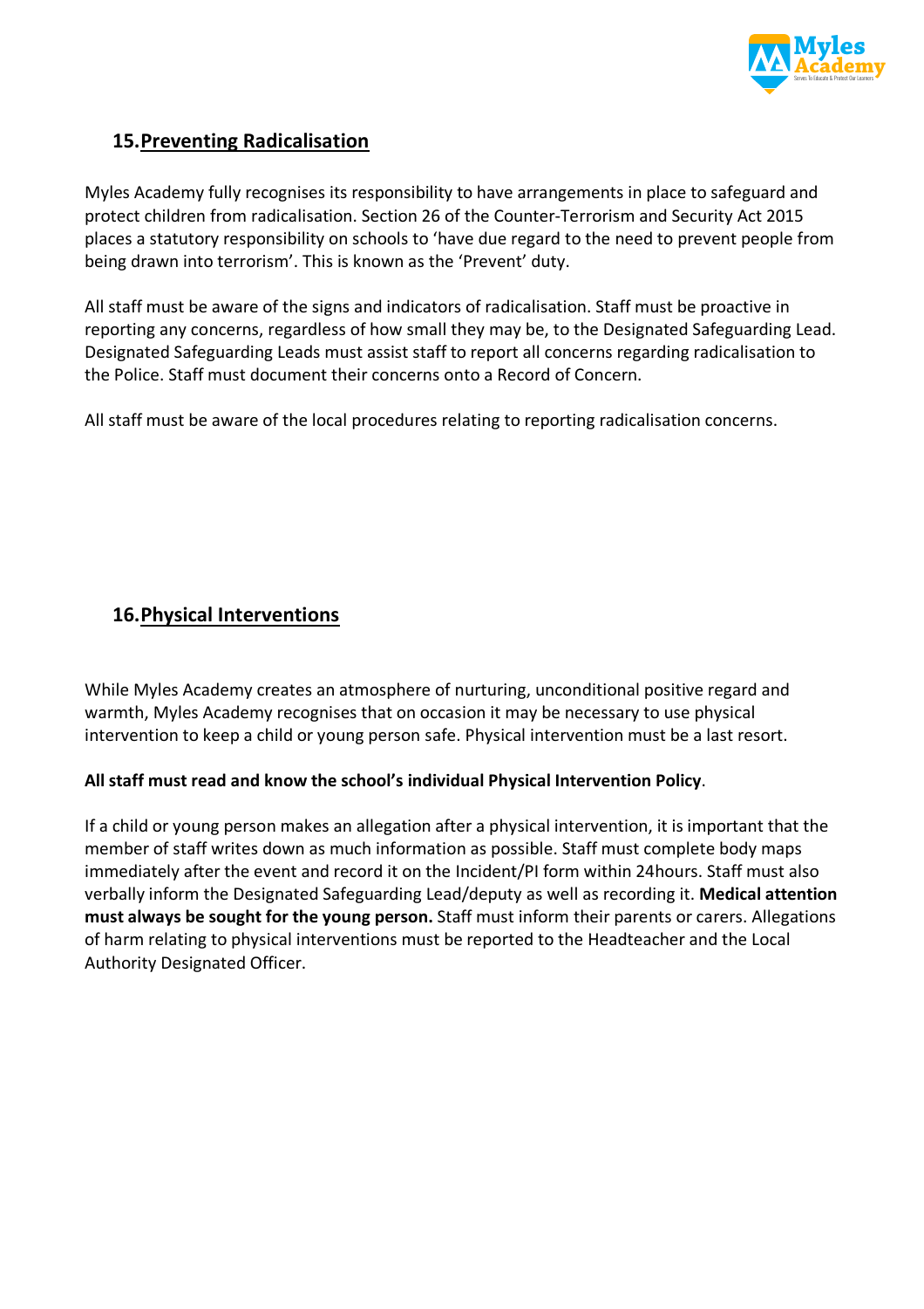## 15. Preventing Radicalisation

Myles Academy fully recognises its responsibility to have arrangements in place to safeguard and protect children from radicalisation. Section 26 of the Counter-Terrorism and Security Act 2015 places a statutory responsibility on schools to 'have due regard to the need to prevent people from being drawn into terrorism'. This is known as the 'Prevent' duty.

All staff must be aware of the signs and indicators of radicalisation. Staff must be proactive in reporting any concerns, regardless of how small they may be, to the Designated Safeguarding Lead. Designated Safeguarding Leads must assist staff to report all concerns regarding radicalisation to the Police. Staff must document their concerns onto a Record of Concern.

All staff must be aware of the local procedures relating to reporting radicalisation concerns.

## 16. Physical Interventions

While Myles Academy creates an atmosphere of nurturing, unconditional positive regard and warmth, Myles Academy recognises that on occasion it may be necessary to use physical intervention to keep a child or young person safe. Physical intervention must be a last resort.

**All staff must read and know the school's individual Physical Intervention Policy**.

If a child or young person makes an allegation after a physical intervention, it is important that the member of staff writes down as much information as possible. Staff must complete body maps immediately after the event and record it on the Incident/PI form within 24hours. Staff must also verbally inform the Designated Safeguarding Lead/deputy as well as recording it. **Medical attention must always be sought for the young person.** Staff must inform their parents or carers. Allegations of harm relating to physical interventions must be reported to the Headteacher and the Local Authority Designated Officer.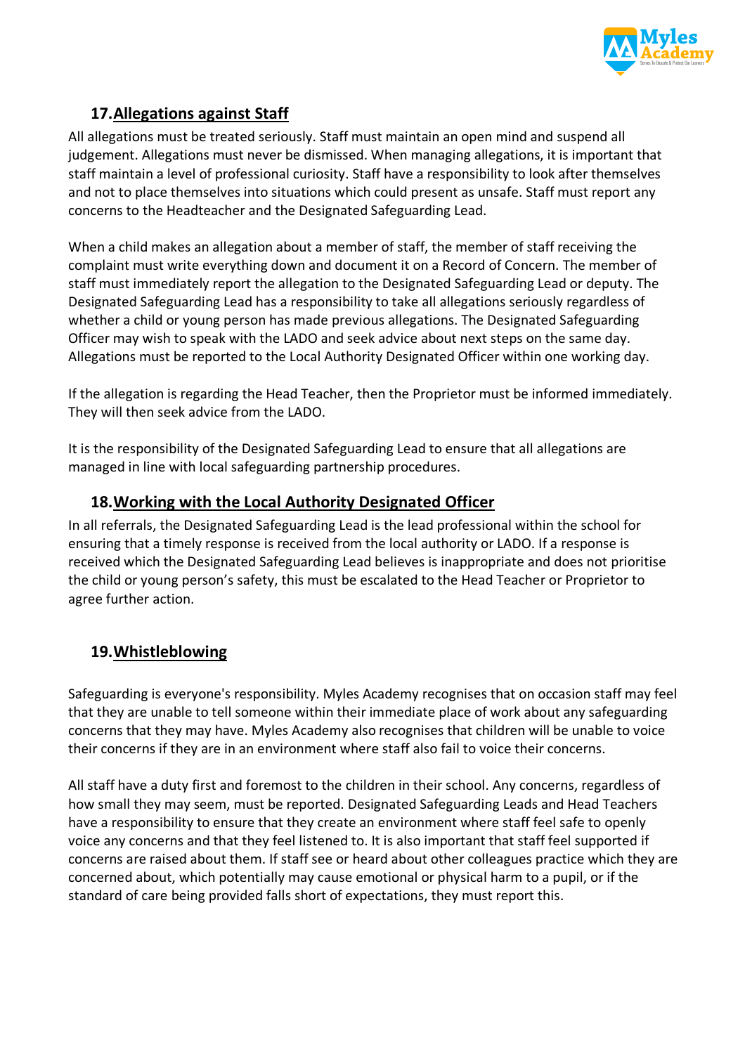## 17. Allegations against Staff

All allegations must be treated seriously. Staff must maintain an open mind and suspend all judgement. Allegations must never be dismissed. When managing allegations, it is important that staff maintain a level of professional curiosity. Staff have a responsibility to look after themselves and not to place themselves into situations which could present as unsafe. Staff must report any concerns to the Headteacher and the Designated Safeguarding Lead.

When a child makes an allegation about a member of staff, the member of staff receiving the complaint must write everything down and document it on a Record of Concern. The member of staff must immediately report the allegation to the Designated Safeguarding Lead or deputy. The Designated Safeguarding Lead has a responsibility to take all allegations seriously regardless of whether a child or young person has made previous allegations. The Designated Safeguarding Officer may wish to speak with the LADO and seek advice about next steps on the same day. Allegations must be reported to the Local Authority Designated Officer within one working day.

If the allegation is regarding the Head Teacher, then the Proprietor must be informed immediately. They will then seek advice from the LADO.

It is the responsibility of the Designated Safeguarding Lead to ensure that all allegations are managed in line with local safeguarding partnership procedures.

## 18. Working with the Local Authority Designated Officer

In all referrals, the Designated Safeguarding Lead is the lead professional within the school for ensuring that a timely response is received from the local authority or LADO. If a response is received which the Designated Safeguarding Lead believes is inappropriate and does not prioritise the child or young person's safety, this must be escalated to the Head Teacher or Proprietor to agree further action.

## 19. Whistleblowing

Safeguarding is everyone's responsibility. Myles Academy recognises that on occasion staff may feel that they are unable to tell someone within their immediate place of work about any safeguarding concerns that they may have. Myles Academy also recognises that children will be unable to voice their concerns if they are in an environment where staff also fail to voice their concerns.

All staff have a duty first and foremost to the children in their school. Any concerns, regardless of how small they may seem, must be reported. Designated Safeguarding Leads and Head Teachers have a responsibility to ensure that they create an environment where staff feel safe to openly voice any concerns and that they feel listened to. It is also important that staff feel supported if concerns are raised about them. If staff see or heard about other colleagues practice which they are concerned about, which potentially may cause emotional or physical harm to a pupil, or if the standard of care being provided falls short of expectations, they must report this.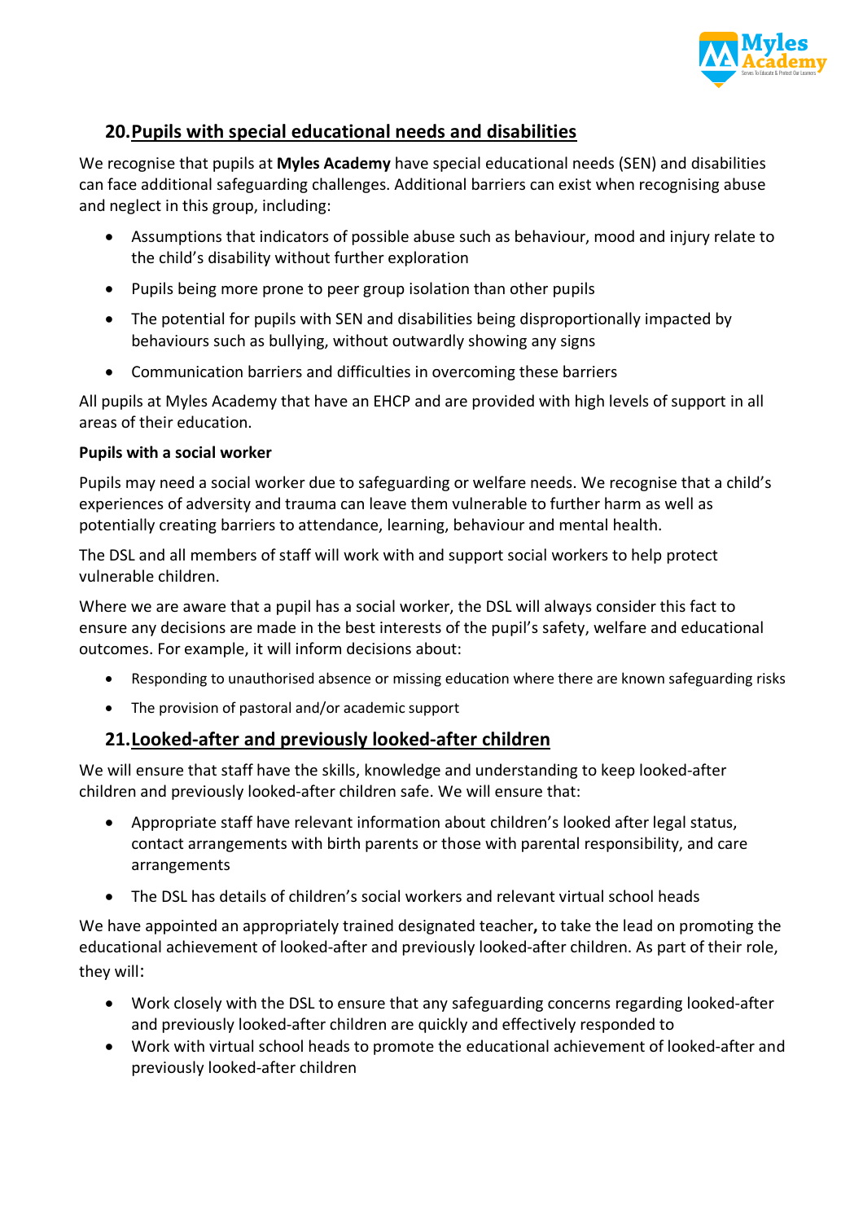## 20. Pupils with special educational needs and disabilities

We recognise that pupils at **Myles Academy** have special educational needs (SEN) and disabilities can face additional safeguarding challenges. Additional barriers can exist when recognising abuse and neglect in this group, including:

- Assumptions that indicators of possible abuse such as behaviour, mood and injury relate to the child's disability without further exploration
- Pupils being more prone to peer group isolation than other pupils
- The potential for pupils with SEN and disabilities being disproportionally impacted by behaviours such as bullying, without outwardly showing any signs
- Communication barriers and difficulties in overcoming these barriers

All pupils at Myles Academy that have an EHCP and are provided with high levels of support in all areas of their education.

**Pupils with a social worker**

Pupils may need a social worker due to safeguarding or welfare needs. We recognise that a child's experiences of adversity and trauma can leave them vulnerable to further harm as well as potentially creating barriers to attendance, learning, behaviour and mental health.

The DSL and all members of staff will work with and support social workers to help protect vulnerable children.

Where we are aware that a pupil has a social worker, the DSL will always consider this fact to ensure any decisions are made in the best interests of the pupil's safety, welfare and educational outcomes. For example, it will inform decisions about:

- Responding to unauthorised absence or missing education where there are known safeguarding risks
- The provision of pastoral and/or academic support

## 21. Looked-after and previously looked-after children

We will ensure that staff have the skills, knowledge and understanding to keep looked-after children and previously looked-after children safe. We will ensure that:

- Appropriate staff have relevant information about children's looked after legal status, contact arrangements with birth parents or those with parental responsibility, and care arrangements
- The DSL has details of children's social workers and relevant virtual school heads

We have appointed an appropriately trained designated teacher**,** to take the lead on promoting the educational achievement of looked-after and previously looked-after children. As part of their role, they will:

- Work closely with the DSL to ensure that any safeguarding concerns regarding looked-after and previously looked-after children are quickly and effectively responded to
- Work with virtual school heads to promote the educational achievement of looked-after and previously looked-after children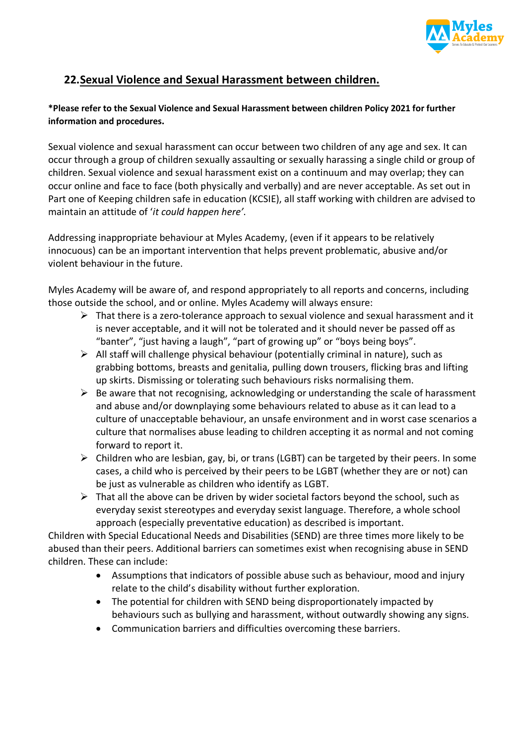## 22. Sexual Violence and Sexual Harassment between children.

**\*Please refer to the Sexual Violence and Sexual Harassment between children Policy 2021 for further information and procedures.**

Sexual violence and sexual harassment can occur between two children of any age and sex. It can occur through a group of children sexually assaulting or sexually harassing a single child or group of children. Sexual violence and sexual harassment exist on a continuum and may overlap; they can occur online and face to face (both physically and verbally) and are never acceptable. As set out in Part one of Keeping children safe in education (KCSIE), all staff working with children are advised to maintain an attitude of '*it could happen here'*.

Addressing inappropriate behaviour at Myles Academy, (even if it appears to be relatively innocuous) can be an important intervention that helps prevent problematic, abusive and/or violent behaviour in the future.

Myles Academy will be aware of, and respond appropriately to all reports and concerns, including those outside the school, and or online. Myles Academy will always ensure:

- That there is a zero-tolerance approach to sexual violence and sexual harassment and it is never acceptable, and it will not be tolerated and it should never be passed off as "banter", "just having a laugh", "part of growing up" or "boys being boys".
- All staff will challenge physical behaviour (potentially criminal in nature), such as grabbing bottoms, breasts and genitalia, pulling down trousers, flicking bras and lifting up skirts. Dismissing or tolerating such behaviours risks normalising them.
- Be aware that not recognising, acknowledging or understanding the scale of harassment and abuse and/or downplaying some behaviours related to abuse as it can lead to a culture of unacceptable behaviour, an unsafe environment and in worst case scenarios a culture that normalises abuse leading to children accepting it as normal and not coming forward to report it.
- Children who are lesbian, gay, bi, or trans (LGBT) can be targeted by their peers. In some cases, a child who is perceived by their peers to be LGBT (whether they are or not) can be just as vulnerable as children who identify as LGBT.
- That all the above can be driven by wider societal factors beyond the school, such as everyday sexist stereotypes and everyday sexist language. Therefore, a whole school approach (especially preventative education) as described is important.

Children with Special Educational Needs and Disabilities (SEND) are three times more likely to be abused than their peers. Additional barriers can sometimes exist when recognising abuse in SEND children. These can include:

- Assumptions that indicators of possible abuse such as behaviour, mood and injury relate to the child's disability without further exploration.
- The potential for children with SEND being disproportionately impacted by behaviours such as bullying and harassment, without outwardly showing any signs.
- Communication barriers and difficulties overcoming these barriers.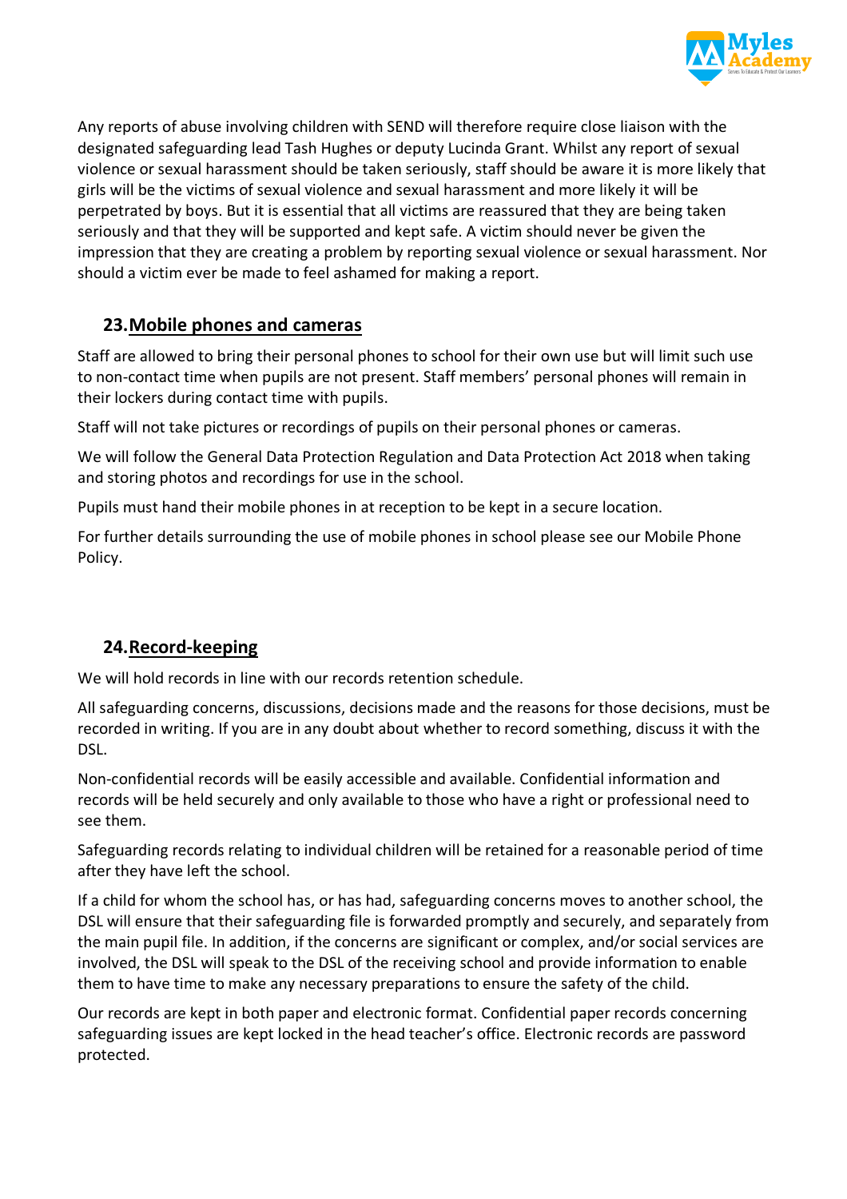Any reports of abuse involving children with SEND will therefore require close liaison with the designated safeguarding lead Tash Hughes or deputy Lucinda Grant. Whilst any report of sexual violence or sexual harassment should be taken seriously, staff should be aware it is more likely that girls will be the victims of sexual violence and sexual harassment and more likely it will be perpetrated by boys. But it is essential that all victims are reassured that they are being taken seriously and that they will be supported and kept safe. A victim should never be given the impression that they are creating a problem by reporting sexual violence or sexual harassment. Nor should a victim ever be made to feel ashamed for making a report.

## 23. Mobile phones and cameras

Staff are allowed to bring their personal phones to school for their own use but will limit such use to non-contact time when pupils are not present. Staff members' personal phones will remain in their lockers during contact time with pupils.

Staff will not take pictures or recordings of pupils on their personal phones or cameras.

We will follow the General Data Protection Regulation and Data Protection Act 2018 when taking and storing photos and recordings for use in the school.

Pupils must hand their mobile phones in at reception to be kept in a secure location.

For further details surrounding the use of mobile phones in school please see our Mobile Phone Policy.

## 24. Record-keeping

We will hold records in line with our records retention schedule.

All safeguarding concerns, discussions, decisions made and the reasons for those decisions, must be recorded in writing. If you are in any doubt about whether to record something, discuss it with the DSL.

Non-confidential records will be easily accessible and available. Confidential information and records will be held securely and only available to those who have a right or professional need to see them.

Safeguarding records relating to individual children will be retained for a reasonable period of time after they have left the school.

If a child for whom the school has, or has had, safeguarding concerns moves to another school, the DSL will ensure that their safeguarding file is forwarded promptly and securely, and separately from the main pupil file. In addition, if the concerns are significant or complex, and/or social services are involved, the DSL will speak to the DSL of the receiving school and provide information to enable them to have time to make any necessary preparations to ensure the safety of the child.

Our records are kept in both paper and electronic format. Confidential paper records concerning safeguarding issues are kept locked in the head teacher's office. Electronic records are password protected.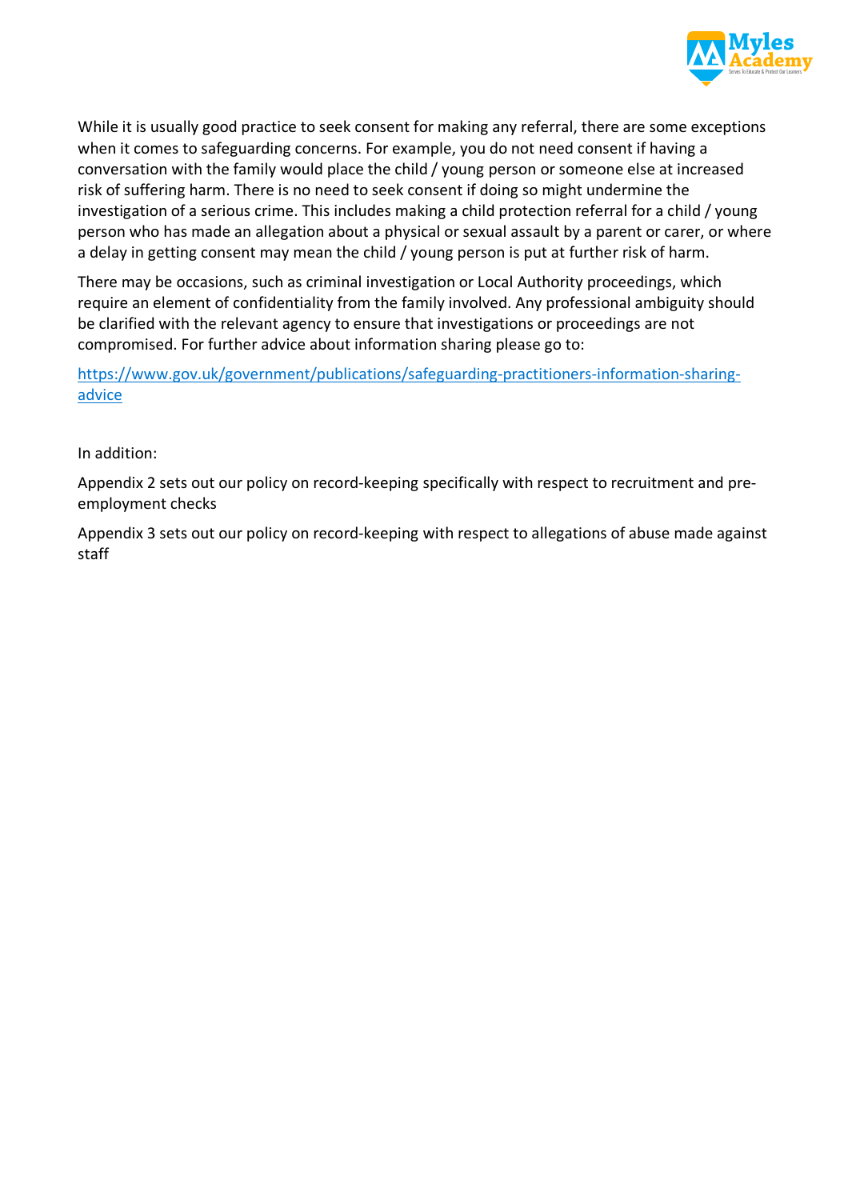While it is usually good practice to seek consent for making any referral, there are some exceptions when it comes to safeguarding concerns. For example, you do not need consent if having a conversation with the family would place the child / young person or someone else at increased risk of suffering harm. There is no need to seek consent if doing so might undermine the investigation of a serious crime. This includes making a child protection referral for a child / young person who has made an allegation about a physical or sexual assault by a parent or carer, or where a delay in getting consent may mean the child / young person is put at further risk of harm.

There may be occasions, such as criminal investigation or Local Authority proceedings, which require an element of confidentiality from the family involved. Any professional ambiguity should be clarified with the relevant agency to ensure that investigations or proceedings are not compromised. For further advice about information sharing please go to:

[https://www.gov.uk/government/publications/safeguarding-practitioners-information-sharing-advice](https://www.gov.uk/government/publications/safeguarding-practitioners-information-sharing-advice)

In addition:

Appendix 2 sets out our policy on record-keeping specifically with respect to recruitment and pre-employment checks

Appendix 3 sets out our policy on record-keeping with respect to allegations of abuse made against staff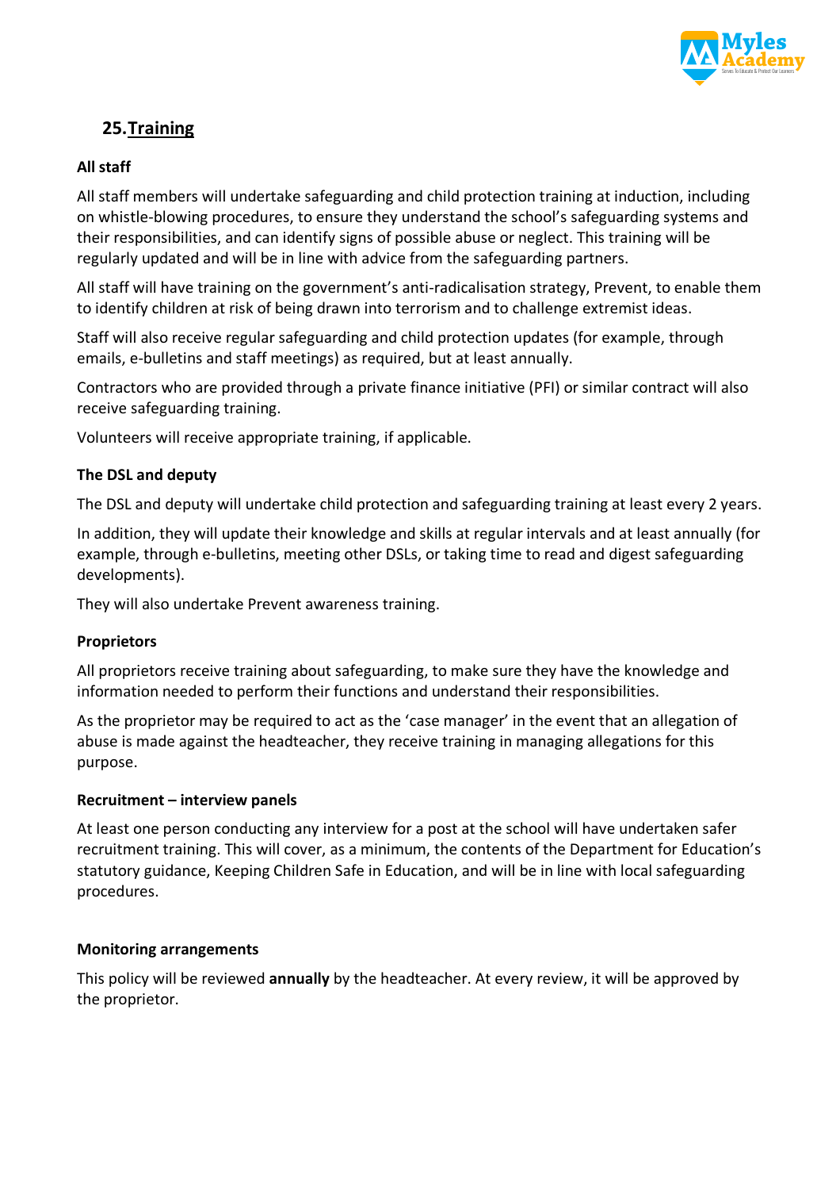## 25. Training

**All staff**

All staff members will undertake safeguarding and child protection training at induction, including on whistle-blowing procedures, to ensure they understand the school's safeguarding systems and their responsibilities, and can identify signs of possible abuse or neglect. This training will be regularly updated and will be in line with advice from the safeguarding partners.

All staff will have training on the government's anti-radicalisation strategy, Prevent, to enable them to identify children at risk of being drawn into terrorism and to challenge extremist ideas.

Staff will also receive regular safeguarding and child protection updates (for example, through emails, e-bulletins and staff meetings) as required, but at least annually.

Contractors who are provided through a private finance initiative (PFI) or similar contract will also receive safeguarding training.

Volunteers will receive appropriate training, if applicable.

**The DSL and deputy**

The DSL and deputy will undertake child protection and safeguarding training at least every 2 years.

In addition, they will update their knowledge and skills at regular intervals and at least annually (for example, through e-bulletins, meeting other DSLs, or taking time to read and digest safeguarding developments).

They will also undertake Prevent awareness training.

**Proprietors**

All proprietors receive training about safeguarding, to make sure they have the knowledge and information needed to perform their functions and understand their responsibilities.

As the proprietor may be required to act as the 'case manager' in the event that an allegation of abuse is made against the headteacher, they receive training in managing allegations for this purpose.

**Recruitment – interview panels**

At least one person conducting any interview for a post at the school will have undertaken safer recruitment training. This will cover, as a minimum, the contents of the Department for Education's statutory guidance, Keeping Children Safe in Education, and will be in line with local safeguarding procedures.

**Monitoring arrangements**

This policy will be reviewed **annually** by the headteacher. At every review, it will be approved by the proprietor.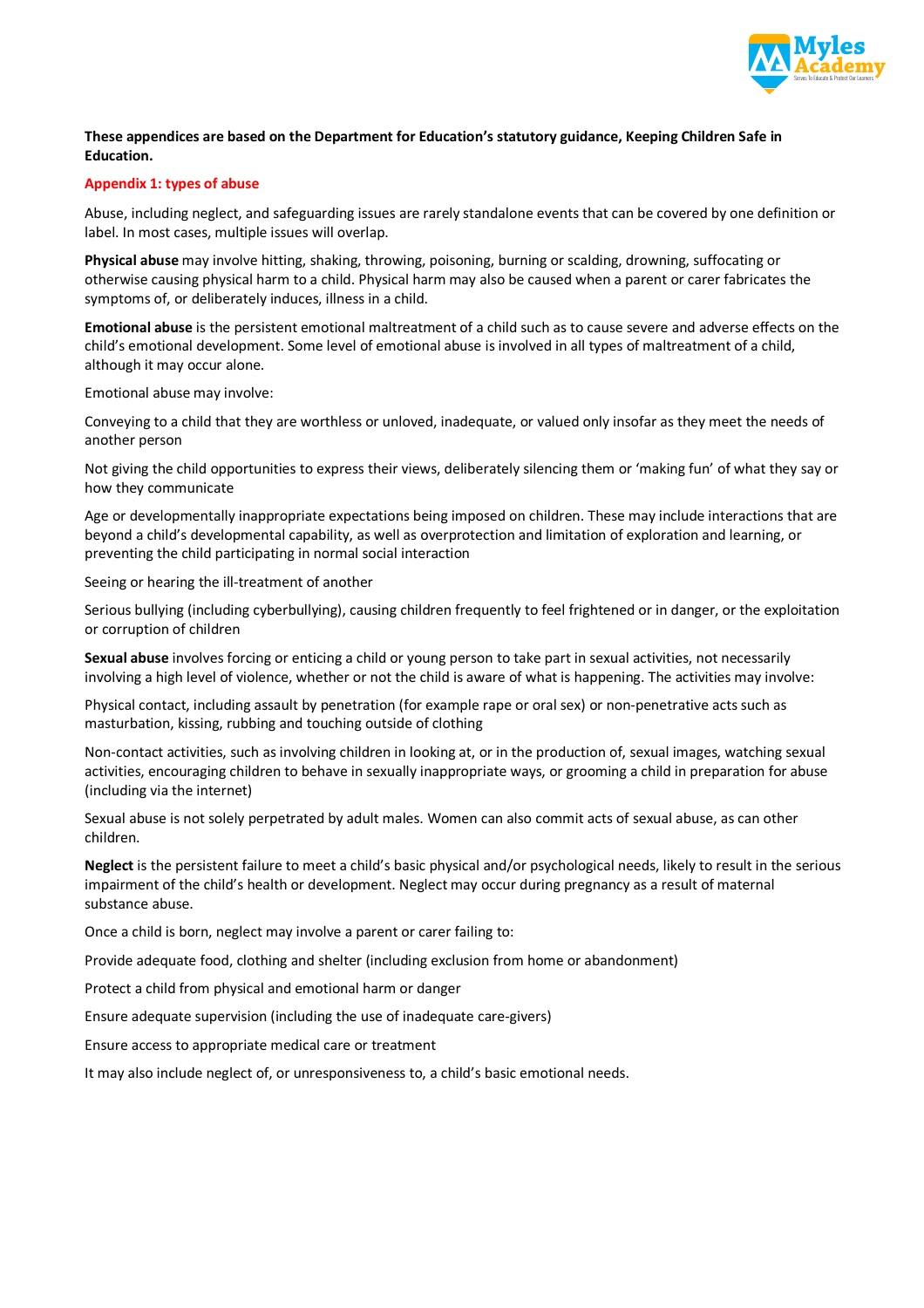**These appendices are based on the Department for Education's statutory guidance, Keeping Children Safe in Education.**

## Appendix 1: types of abuse

Abuse, including neglect, and safeguarding issues are rarely standalone events that can be covered by one definition or label. In most cases, multiple issues will overlap.

**Physical abuse** may involve hitting, shaking, throwing, poisoning, burning or scalding, drowning, suffocating or otherwise causing physical harm to a child. Physical harm may also be caused when a parent or carer fabricates the symptoms of, or deliberately induces, illness in a child.

**Emotional abuse** is the persistent emotional maltreatment of a child such as to cause severe and adverse effects on the child's emotional development. Some level of emotional abuse is involved in all types of maltreatment of a child, although it may occur alone.

Emotional abuse may involve:

Conveying to a child that they are worthless or unloved, inadequate, or valued only insofar as they meet the needs of another person

Not giving the child opportunities to express their views, deliberately silencing them or 'making fun' of what they say or how they communicate

Age or developmentally inappropriate expectations being imposed on children. These may include interactions that are beyond a child's developmental capability, as well as overprotection and limitation of exploration and learning, or preventing the child participating in normal social interaction

Seeing or hearing the ill-treatment of another

Serious bullying (including cyberbullying), causing children frequently to feel frightened or in danger, or the exploitation or corruption of children

**Sexual abuse** involves forcing or enticing a child or young person to take part in sexual activities, not necessarily involving a high level of violence, whether or not the child is aware of what is happening. The activities may involve:

Physical contact, including assault by penetration (for example rape or oral sex) or non-penetrative acts such as masturbation, kissing, rubbing and touching outside of clothing

Non-contact activities, such as involving children in looking at, or in the production of, sexual images, watching sexual activities, encouraging children to behave in sexually inappropriate ways, or grooming a child in preparation for abuse (including via the internet)

Sexual abuse is not solely perpetrated by adult males. Women can also commit acts of sexual abuse, as can other children.

**Neglect** is the persistent failure to meet a child's basic physical and/or psychological needs, likely to result in the serious impairment of the child's health or development. Neglect may occur during pregnancy as a result of maternal substance abuse.

Once a child is born, neglect may involve a parent or carer failing to:

Provide adequate food, clothing and shelter (including exclusion from home or abandonment)

Protect a child from physical and emotional harm or danger

Ensure adequate supervision (including the use of inadequate care-givers)

Ensure access to appropriate medical care or treatment

It may also include neglect of, or unresponsiveness to, a child's basic emotional needs.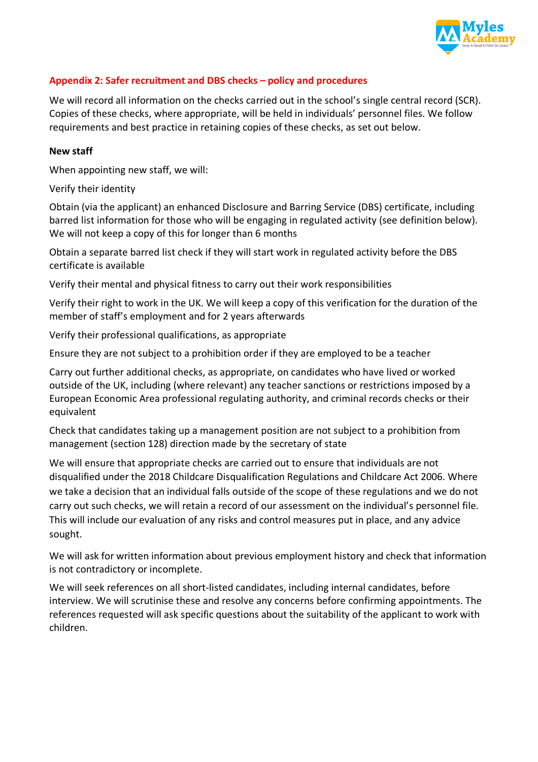## Appendix 2: Safer recruitment and DBS checks – policy and procedures

We will record all information on the checks carried out in the school's single central record (SCR). Copies of these checks, where appropriate, will be held in individuals' personnel files. We follow requirements and best practice in retaining copies of these checks, as set out below.

**New staff**

When appointing new staff, we will:

Verify their identity

Obtain (via the applicant) an enhanced Disclosure and Barring Service (DBS) certificate, including barred list information for those who will be engaging in regulated activity (see definition below). We will not keep a copy of this for longer than 6 months

Obtain a separate barred list check if they will start work in regulated activity before the DBS certificate is available

Verify their mental and physical fitness to carry out their work responsibilities

Verify their right to work in the UK. We will keep a copy of this verification for the duration of the member of staff's employment and for 2 years afterwards

Verify their professional qualifications, as appropriate

Ensure they are not subject to a prohibition order if they are employed to be a teacher

Carry out further additional checks, as appropriate, on candidates who have lived or worked outside of the UK, including (where relevant) any teacher sanctions or restrictions imposed by a European Economic Area professional regulating authority, and criminal records checks or their equivalent

Check that candidates taking up a management position are not subject to a prohibition from management (section 128) direction made by the secretary of state

We will ensure that appropriate checks are carried out to ensure that individuals are not disqualified under the 2018 Childcare Disqualification Regulations and Childcare Act 2006. Where we take a decision that an individual falls outside of the scope of these regulations and we do not carry out such checks, we will retain a record of our assessment on the individual's personnel file. This will include our evaluation of any risks and control measures put in place, and any advice sought.

We will ask for written information about previous employment history and check that information is not contradictory or incomplete.

We will seek references on all short-listed candidates, including internal candidates, before interview. We will scrutinise these and resolve any concerns before confirming appointments. The references requested will ask specific questions about the suitability of the applicant to work with children.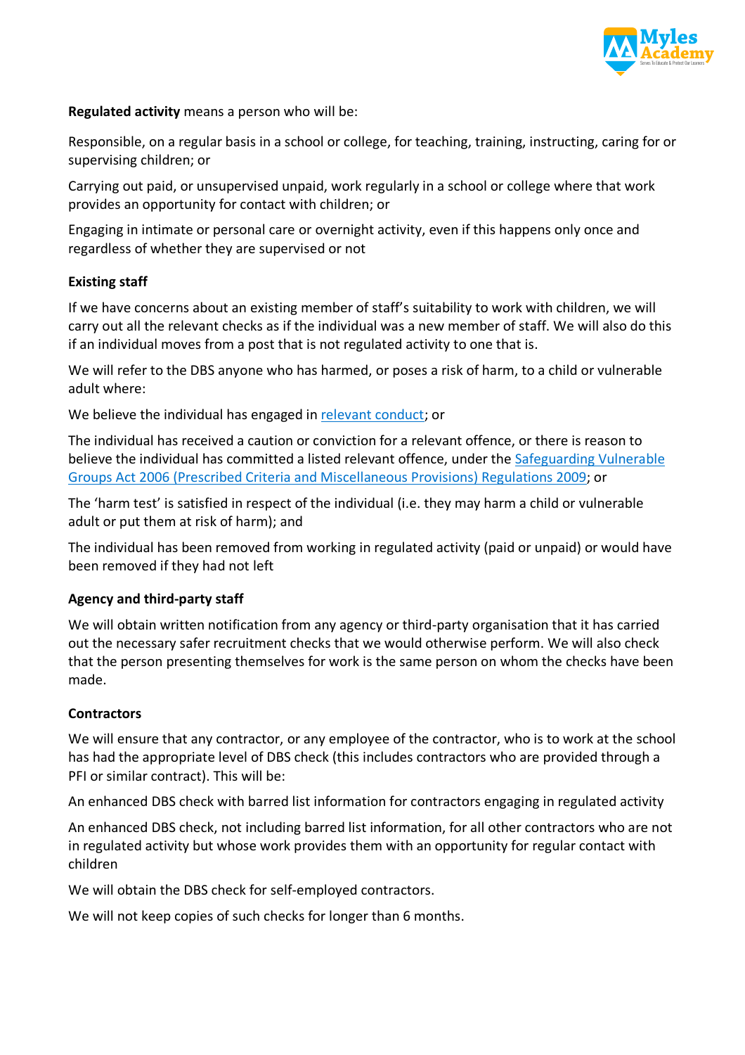**Regulated activity** means a person who will be:

Responsible, on a regular basis in a school or college, for teaching, training, instructing, caring for or supervising children; or

Carrying out paid, or unsupervised unpaid, work regularly in a school or college where that work provides an opportunity for contact with children; or

Engaging in intimate or personal care or overnight activity, even if this happens only once and regardless of whether they are supervised or not

**Existing staff**

If we have concerns about an existing member of staff's suitability to work with children, we will carry out all the relevant checks as if the individual was a new member of staff. We will also do this if an individual moves from a post that is not regulated activity to one that is.

We will refer to the DBS anyone who has harmed, or poses a risk of harm, to a child or vulnerable adult where:

We believe the individual has engaged in relevant conduct; or

The individual has received a caution or conviction for a relevant offence, or there is reason to believe the individual has committed a listed relevant offence, under the Safeguarding Vulnerable Groups Act 2006 (Prescribed Criteria and Miscellaneous Provisions) Regulations 2009; or

The 'harm test' is satisfied in respect of the individual (i.e. they may harm a child or vulnerable adult or put them at risk of harm); and

The individual has been removed from working in regulated activity (paid or unpaid) or would have been removed if they had not left

**Agency and third-party staff**

We will obtain written notification from any agency or third-party organisation that it has carried out the necessary safer recruitment checks that we would otherwise perform. We will also check that the person presenting themselves for work is the same person on whom the checks have been made.

**Contractors**

We will ensure that any contractor, or any employee of the contractor, who is to work at the school has had the appropriate level of DBS check (this includes contractors who are provided through a PFI or similar contract). This will be:

An enhanced DBS check with barred list information for contractors engaging in regulated activity

An enhanced DBS check, not including barred list information, for all other contractors who are not in regulated activity but whose work provides them with an opportunity for regular contact with children

We will obtain the DBS check for self-employed contractors.

We will not keep copies of such checks for longer than 6 months.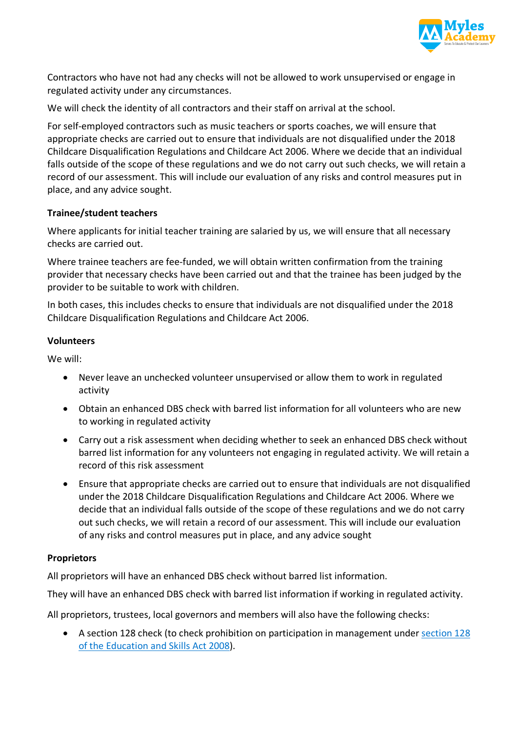Contractors who have not had any checks will not be allowed to work unsupervised or engage in regulated activity under any circumstances.

We will check the identity of all contractors and their staff on arrival at the school.

For self-employed contractors such as music teachers or sports coaches, we will ensure that appropriate checks are carried out to ensure that individuals are not disqualified under the 2018 Childcare Disqualification Regulations and Childcare Act 2006. Where we decide that an individual falls outside of the scope of these regulations and we do not carry out such checks, we will retain a record of our assessment. This will include our evaluation of any risks and control measures put in place, and any advice sought.

**Trainee/student teachers**

Where applicants for initial teacher training are salaried by us, we will ensure that all necessary checks are carried out.

Where trainee teachers are fee-funded, we will obtain written confirmation from the training provider that necessary checks have been carried out and that the trainee has been judged by the provider to be suitable to work with children.

In both cases, this includes checks to ensure that individuals are not disqualified under the 2018 Childcare Disqualification Regulations and Childcare Act 2006.

**Volunteers**

We will:

- Never leave an unchecked volunteer unsupervised or allow them to work in regulated activity
- Obtain an enhanced DBS check with barred list information for all volunteers who are new to working in regulated activity
- Carry out a risk assessment when deciding whether to seek an enhanced DBS check without barred list information for any volunteers not engaging in regulated activity. We will retain a record of this risk assessment
- Ensure that appropriate checks are carried out to ensure that individuals are not disqualified under the 2018 Childcare Disqualification Regulations and Childcare Act 2006. Where we decide that an individual falls outside of the scope of these regulations and we do not carry out such checks, we will retain a record of our assessment. This will include our evaluation of any risks and control measures put in place, and any advice sought

**Proprietors**

All proprietors will have an enhanced DBS check without barred list information.

They will have an enhanced DBS check with barred list information if working in regulated activity.

All proprietors, trustees, local governors and members will also have the following checks:

- A section 128 check (to check prohibition on participation in management under section 128 of the Education and Skills Act 2008).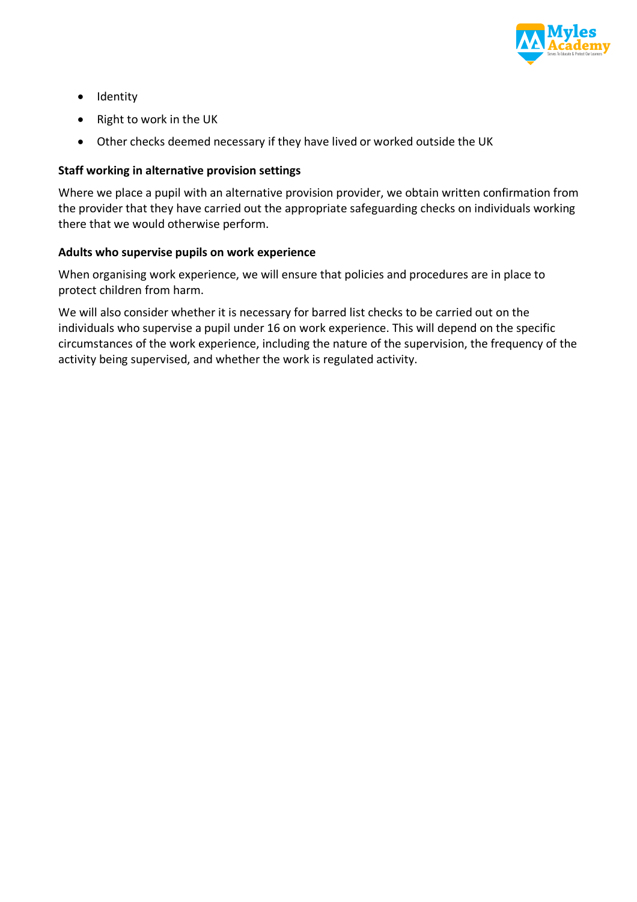- Identity
- Right to work in the UK
- Other checks deemed necessary if they have lived or worked outside the UK

**Staff working in alternative provision settings**

Where we place a pupil with an alternative provision provider, we obtain written confirmation from the provider that they have carried out the appropriate safeguarding checks on individuals working there that we would otherwise perform.

**Adults who supervise pupils on work experience**

When organising work experience, we will ensure that policies and procedures are in place to protect children from harm.

We will also consider whether it is necessary for barred list checks to be carried out on the individuals who supervise a pupil under 16 on work experience. This will depend on the specific circumstances of the work experience, including the nature of the supervision, the frequency of the activity being supervised, and whether the work is regulated activity.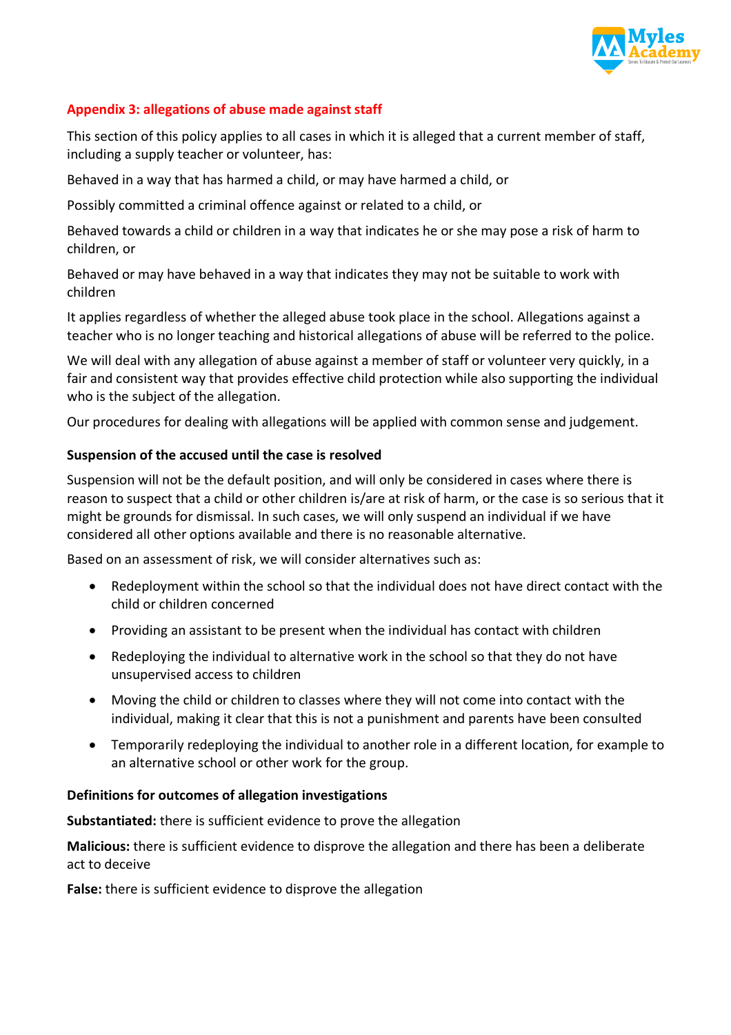## Appendix 3: allegations of abuse made against staff

This section of this policy applies to all cases in which it is alleged that a current member of staff, including a supply teacher or volunteer, has:

Behaved in a way that has harmed a child, or may have harmed a child, or

Possibly committed a criminal offence against or related to a child, or

Behaved towards a child or children in a way that indicates he or she may pose a risk of harm to children, or

Behaved or may have behaved in a way that indicates they may not be suitable to work with children

It applies regardless of whether the alleged abuse took place in the school. Allegations against a teacher who is no longer teaching and historical allegations of abuse will be referred to the police.

We will deal with any allegation of abuse against a member of staff or volunteer very quickly, in a fair and consistent way that provides effective child protection while also supporting the individual who is the subject of the allegation.

Our procedures for dealing with allegations will be applied with common sense and judgement.

### Suspension of the accused until the case is resolved

Suspension will not be the default position, and will only be considered in cases where there is reason to suspect that a child or other children is/are at risk of harm, or the case is so serious that it might be grounds for dismissal. In such cases, we will only suspend an individual if we have considered all other options available and there is no reasonable alternative.

Based on an assessment of risk, we will consider alternatives such as:

- Redeployment within the school so that the individual does not have direct contact with the child or children concerned
- Providing an assistant to be present when the individual has contact with children
- Redeploying the individual to alternative work in the school so that they do not have unsupervised access to children
- Moving the child or children to classes where they will not come into contact with the individual, making it clear that this is not a punishment and parents have been consulted
- Temporarily redeploying the individual to another role in a different location, for example to an alternative school or other work for the group.

### Definitions for outcomes of allegation investigations

**Substantiated:** there is sufficient evidence to prove the allegation

**Malicious:** there is sufficient evidence to disprove the allegation and there has been a deliberate act to deceive

**False:** there is sufficient evidence to disprove the allegation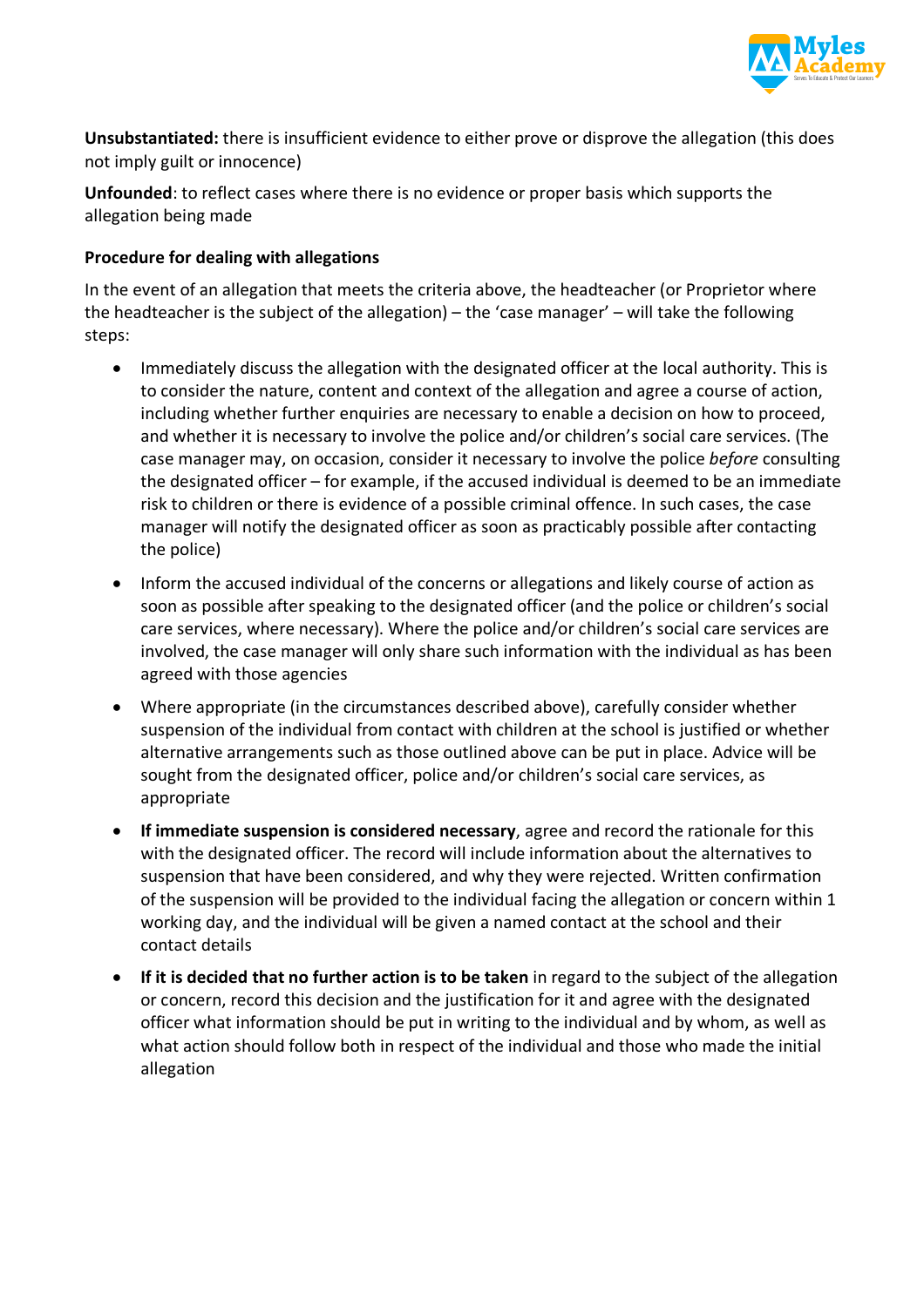**Unsubstantiated:** there is insufficient evidence to either prove or disprove the allegation (this does not imply guilt or innocence)

**Unfounded**: to reflect cases where there is no evidence or proper basis which supports the allegation being made

**Procedure for dealing with allegations**

In the event of an allegation that meets the criteria above, the headteacher (or Proprietor where the headteacher is the subject of the allegation) – the 'case manager' – will take the following steps:

- Immediately discuss the allegation with the designated officer at the local authority. This is to consider the nature, content and context of the allegation and agree a course of action, including whether further enquiries are necessary to enable a decision on how to proceed, and whether it is necessary to involve the police and/or children's social care services. (The case manager may, on occasion, consider it necessary to involve the police *before* consulting the designated officer – for example, if the accused individual is deemed to be an immediate risk to children or there is evidence of a possible criminal offence. In such cases, the case manager will notify the designated officer as soon as practicably possible after contacting the police)
- Inform the accused individual of the concerns or allegations and likely course of action as soon as possible after speaking to the designated officer (and the police or children's social care services, where necessary). Where the police and/or children's social care services are involved, the case manager will only share such information with the individual as has been agreed with those agencies
- Where appropriate (in the circumstances described above), carefully consider whether suspension of the individual from contact with children at the school is justified or whether alternative arrangements such as those outlined above can be put in place. Advice will be sought from the designated officer, police and/or children's social care services, as appropriate
- **If immediate suspension is considered necessary**, agree and record the rationale for this with the designated officer. The record will include information about the alternatives to suspension that have been considered, and why they were rejected. Written confirmation of the suspension will be provided to the individual facing the allegation or concern within 1 working day, and the individual will be given a named contact at the school and their contact details
- **If it is decided that no further action is to be taken** in regard to the subject of the allegation or concern, record this decision and the justification for it and agree with the designated officer what information should be put in writing to the individual and by whom, as well as what action should follow both in respect of the individual and those who made the initial allegation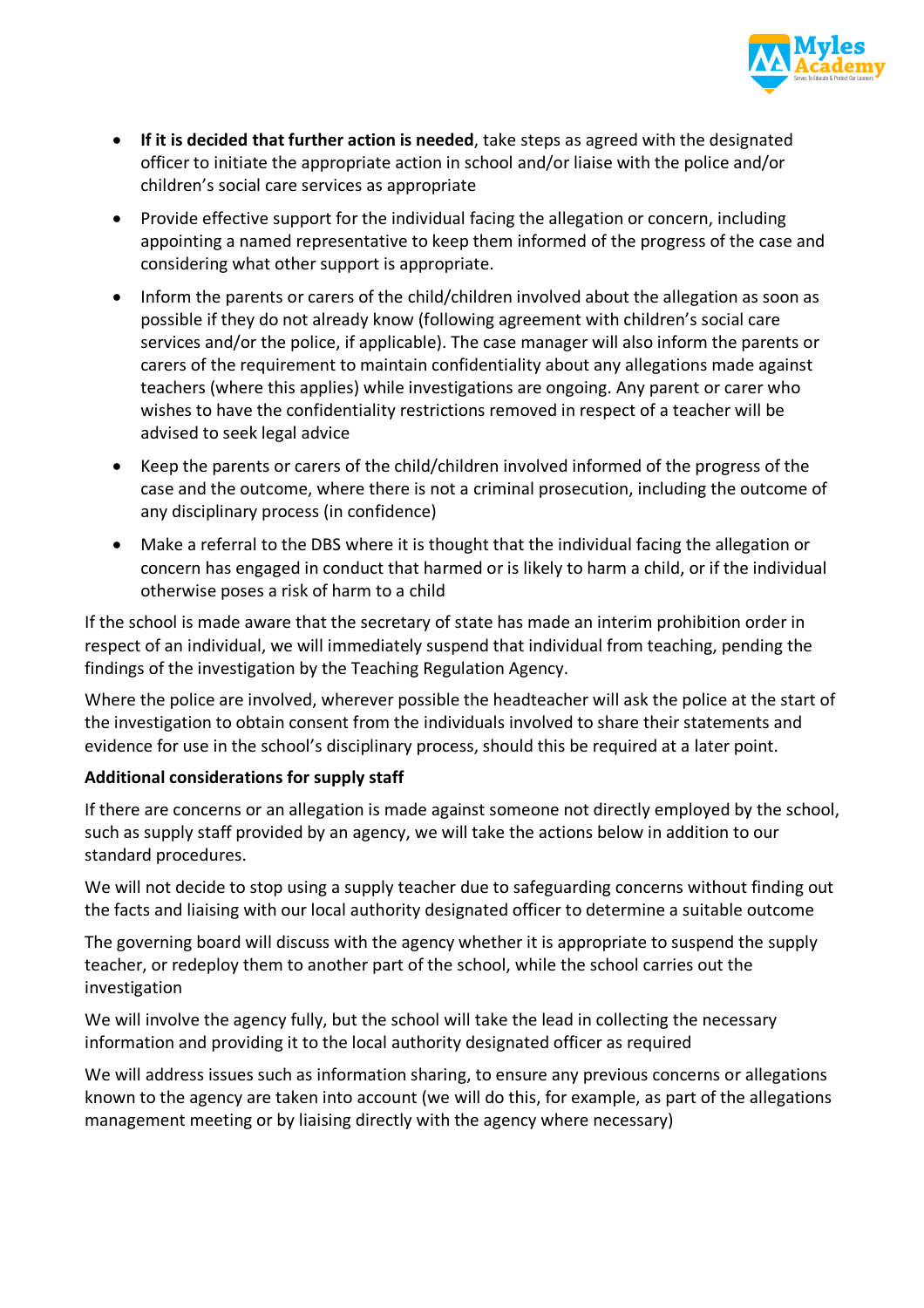- **If it is decided that further action is needed**, take steps as agreed with the designated officer to initiate the appropriate action in school and/or liaise with the police and/or children's social care services as appropriate
- Provide effective support for the individual facing the allegation or concern, including appointing a named representative to keep them informed of the progress of the case and considering what other support is appropriate.
- Inform the parents or carers of the child/children involved about the allegation as soon as possible if they do not already know (following agreement with children's social care services and/or the police, if applicable). The case manager will also inform the parents or carers of the requirement to maintain confidentiality about any allegations made against teachers (where this applies) while investigations are ongoing. Any parent or carer who wishes to have the confidentiality restrictions removed in respect of a teacher will be advised to seek legal advice
- Keep the parents or carers of the child/children involved informed of the progress of the case and the outcome, where there is not a criminal prosecution, including the outcome of any disciplinary process (in confidence)
- Make a referral to the DBS where it is thought that the individual facing the allegation or concern has engaged in conduct that harmed or is likely to harm a child, or if the individual otherwise poses a risk of harm to a child

If the school is made aware that the secretary of state has made an interim prohibition order in respect of an individual, we will immediately suspend that individual from teaching, pending the findings of the investigation by the Teaching Regulation Agency.

Where the police are involved, wherever possible the headteacher will ask the police at the start of the investigation to obtain consent from the individuals involved to share their statements and evidence for use in the school's disciplinary process, should this be required at a later point.

**Additional considerations for supply staff**

If there are concerns or an allegation is made against someone not directly employed by the school, such as supply staff provided by an agency, we will take the actions below in addition to our standard procedures.

We will not decide to stop using a supply teacher due to safeguarding concerns without finding out the facts and liaising with our local authority designated officer to determine a suitable outcome

The governing board will discuss with the agency whether it is appropriate to suspend the supply teacher, or redeploy them to another part of the school, while the school carries out the investigation

We will involve the agency fully, but the school will take the lead in collecting the necessary information and providing it to the local authority designated officer as required

We will address issues such as information sharing, to ensure any previous concerns or allegations known to the agency are taken into account (we will do this, for example, as part of the allegations management meeting or by liaising directly with the agency where necessary)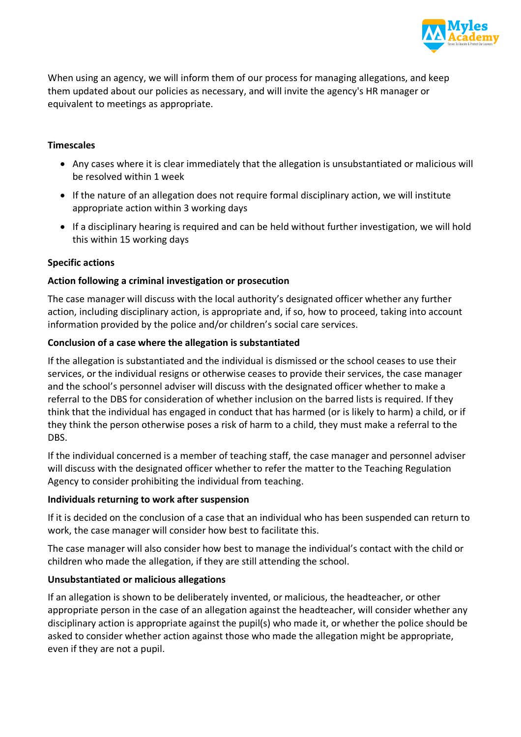When using an agency, we will inform them of our process for managing allegations, and keep them updated about our policies as necessary, and will invite the agency's HR manager or equivalent to meetings as appropriate.

**Timescales**

- Any cases where it is clear immediately that the allegation is unsubstantiated or malicious will be resolved within 1 week
- If the nature of an allegation does not require formal disciplinary action, we will institute appropriate action within 3 working days
- If a disciplinary hearing is required and can be held without further investigation, we will hold this within 15 working days

**Specific actions**

**Action following a criminal investigation or prosecution**

The case manager will discuss with the local authority's designated officer whether any further action, including disciplinary action, is appropriate and, if so, how to proceed, taking into account information provided by the police and/or children's social care services.

**Conclusion of a case where the allegation is substantiated**

If the allegation is substantiated and the individual is dismissed or the school ceases to use their services, or the individual resigns or otherwise ceases to provide their services, the case manager and the school's personnel adviser will discuss with the designated officer whether to make a referral to the DBS for consideration of whether inclusion on the barred lists is required. If they think that the individual has engaged in conduct that has harmed (or is likely to harm) a child, or if they think the person otherwise poses a risk of harm to a child, they must make a referral to the DBS.

If the individual concerned is a member of teaching staff, the case manager and personnel adviser will discuss with the designated officer whether to refer the matter to the Teaching Regulation Agency to consider prohibiting the individual from teaching.

**Individuals returning to work after suspension**

If it is decided on the conclusion of a case that an individual who has been suspended can return to work, the case manager will consider how best to facilitate this.

The case manager will also consider how best to manage the individual's contact with the child or children who made the allegation, if they are still attending the school.

**Unsubstantiated or malicious allegations**

If an allegation is shown to be deliberately invented, or malicious, the headteacher, or other appropriate person in the case of an allegation against the headteacher, will consider whether any disciplinary action is appropriate against the pupil(s) who made it, or whether the police should be asked to consider whether action against those who made the allegation might be appropriate, even if they are not a pupil.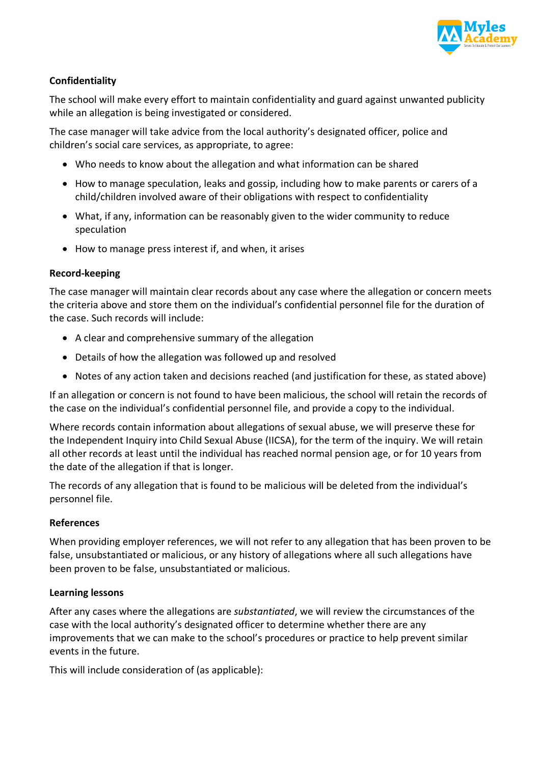**Confidentiality**

The school will make every effort to maintain confidentiality and guard against unwanted publicity while an allegation is being investigated or considered.

The case manager will take advice from the local authority's designated officer, police and children's social care services, as appropriate, to agree:

- Who needs to know about the allegation and what information can be shared
- How to manage speculation, leaks and gossip, including how to make parents or carers of a child/children involved aware of their obligations with respect to confidentiality
- What, if any, information can be reasonably given to the wider community to reduce speculation
- How to manage press interest if, and when, it arises

**Record-keeping**

The case manager will maintain clear records about any case where the allegation or concern meets the criteria above and store them on the individual's confidential personnel file for the duration of the case. Such records will include:

- A clear and comprehensive summary of the allegation
- Details of how the allegation was followed up and resolved
- Notes of any action taken and decisions reached (and justification for these, as stated above)

If an allegation or concern is not found to have been malicious, the school will retain the records of the case on the individual's confidential personnel file, and provide a copy to the individual.

Where records contain information about allegations of sexual abuse, we will preserve these for the Independent Inquiry into Child Sexual Abuse (IICSA), for the term of the inquiry. We will retain all other records at least until the individual has reached normal pension age, or for 10 years from the date of the allegation if that is longer.

The records of any allegation that is found to be malicious will be deleted from the individual's personnel file.

**References**

When providing employer references, we will not refer to any allegation that has been proven to be false, unsubstantiated or malicious, or any history of allegations where all such allegations have been proven to be false, unsubstantiated or malicious.

**Learning lessons**

After any cases where the allegations are *substantiated*, we will review the circumstances of the case with the local authority's designated officer to determine whether there are any improvements that we can make to the school's procedures or practice to help prevent similar events in the future.

This will include consideration of (as applicable):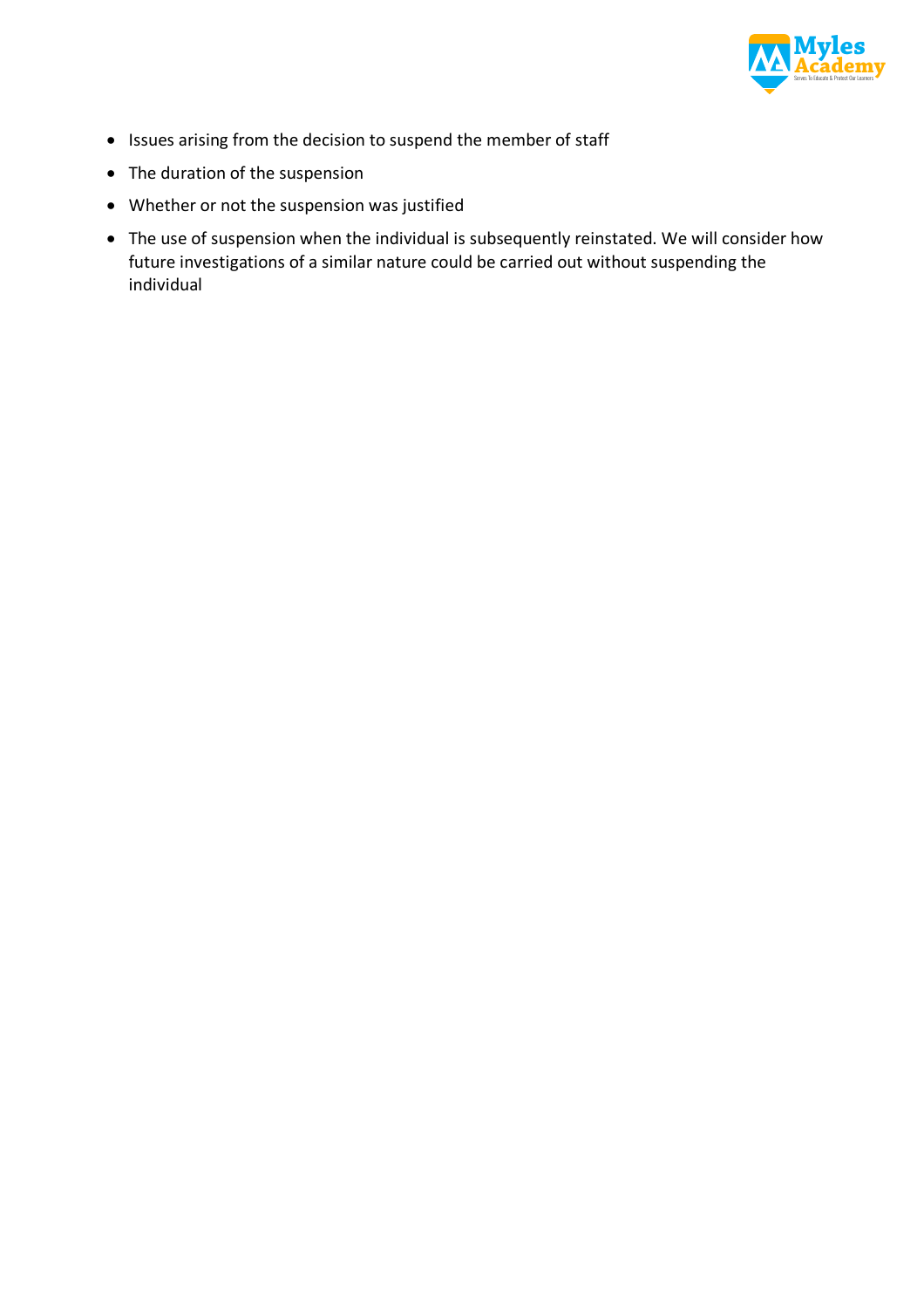- Issues arising from the decision to suspend the member of staff
- The duration of the suspension
- Whether or not the suspension was justified
- The use of suspension when the individual is subsequently reinstated. We will consider how future investigations of a similar nature could be carried out without suspending the individual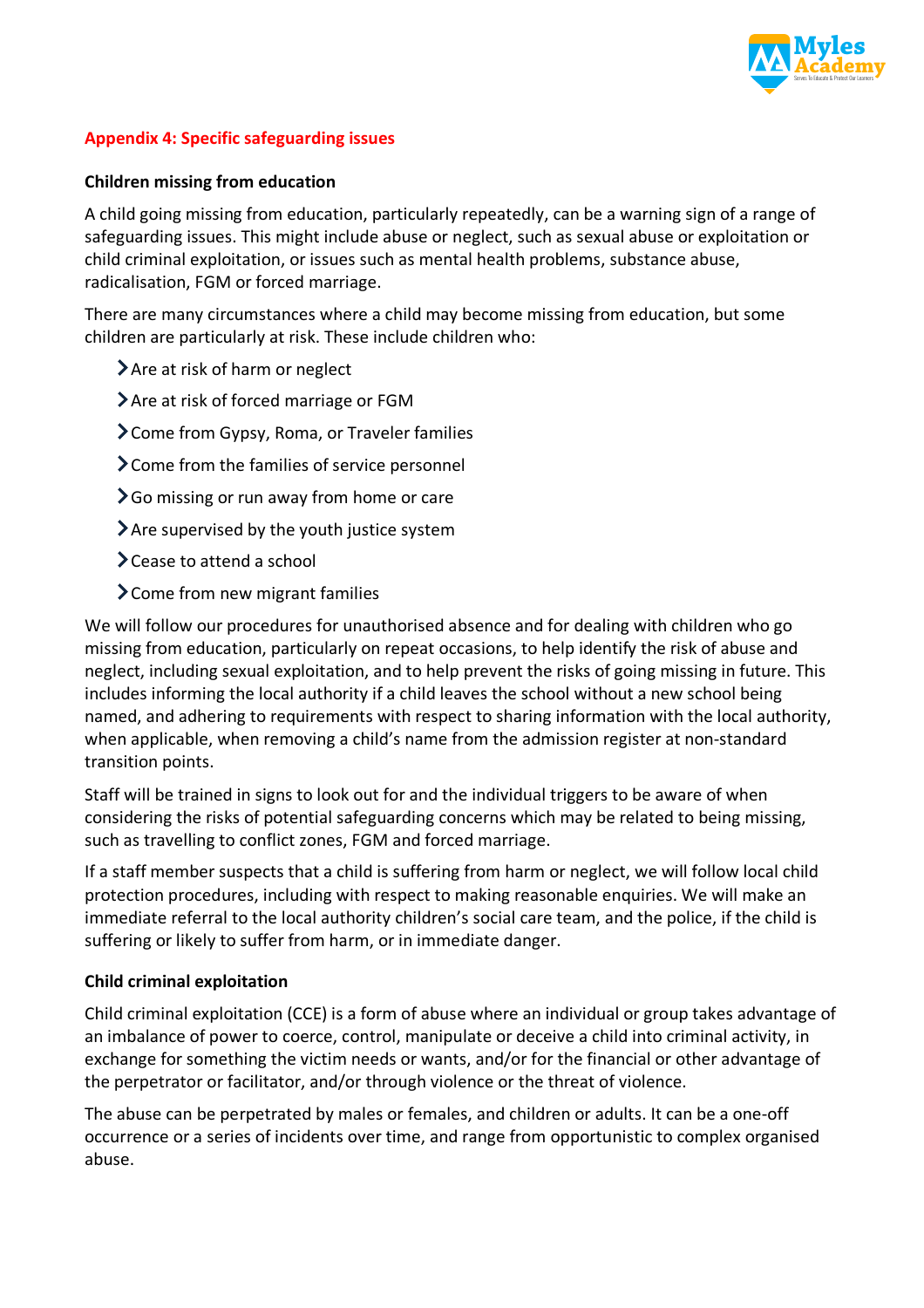## Appendix 4: Specific safeguarding issues

### Children missing from education

A child going missing from education, particularly repeatedly, can be a warning sign of a range of safeguarding issues. This might include abuse or neglect, such as sexual abuse or exploitation or child criminal exploitation, or issues such as mental health problems, substance abuse, radicalisation, FGM or forced marriage.

There are many circumstances where a child may become missing from education, but some children are particularly at risk. These include children who:

- Are at risk of harm or neglect
- Are at risk of forced marriage or FGM
- Come from Gypsy, Roma, or Traveler families
- Come from the families of service personnel
- Go missing or run away from home or care
- Are supervised by the youth justice system
- Cease to attend a school
- Come from new migrant families

We will follow our procedures for unauthorised absence and for dealing with children who go missing from education, particularly on repeat occasions, to help identify the risk of abuse and neglect, including sexual exploitation, and to help prevent the risks of going missing in future. This includes informing the local authority if a child leaves the school without a new school being named, and adhering to requirements with respect to sharing information with the local authority, when applicable, when removing a child's name from the admission register at non-standard transition points.

Staff will be trained in signs to look out for and the individual triggers to be aware of when considering the risks of potential safeguarding concerns which may be related to being missing, such as travelling to conflict zones, FGM and forced marriage.

If a staff member suspects that a child is suffering from harm or neglect, we will follow local child protection procedures, including with respect to making reasonable enquiries. We will make an immediate referral to the local authority children's social care team, and the police, if the child is suffering or likely to suffer from harm, or in immediate danger.

### Child criminal exploitation

Child criminal exploitation (CCE) is a form of abuse where an individual or group takes advantage of an imbalance of power to coerce, control, manipulate or deceive a child into criminal activity, in exchange for something the victim needs or wants, and/or for the financial or other advantage of the perpetrator or facilitator, and/or through violence or the threat of violence.

The abuse can be perpetrated by males or females, and children or adults. It can be a one-off occurrence or a series of incidents over time, and range from opportunistic to complex organised abuse.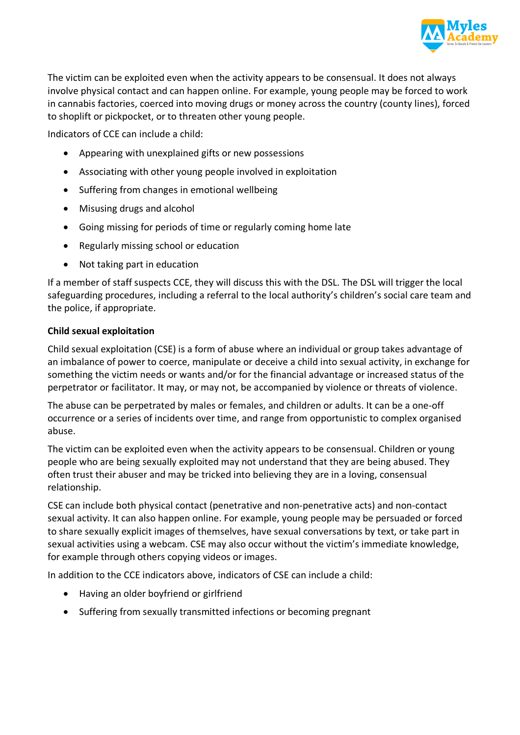The victim can be exploited even when the activity appears to be consensual. It does not always involve physical contact and can happen online. For example, young people may be forced to work in cannabis factories, coerced into moving drugs or money across the country (county lines), forced to shoplift or pickpocket, or to threaten other young people.

Indicators of CCE can include a child:

- Appearing with unexplained gifts or new possessions
- Associating with other young people involved in exploitation
- Suffering from changes in emotional wellbeing
- Misusing drugs and alcohol
- Going missing for periods of time or regularly coming home late
- Regularly missing school or education
- Not taking part in education

If a member of staff suspects CCE, they will discuss this with the DSL. The DSL will trigger the local safeguarding procedures, including a referral to the local authority's children's social care team and the police, if appropriate.

**Child sexual exploitation**

Child sexual exploitation (CSE) is a form of abuse where an individual or group takes advantage of an imbalance of power to coerce, manipulate or deceive a child into sexual activity, in exchange for something the victim needs or wants and/or for the financial advantage or increased status of the perpetrator or facilitator. It may, or may not, be accompanied by violence or threats of violence.

The abuse can be perpetrated by males or females, and children or adults. It can be a one-off occurrence or a series of incidents over time, and range from opportunistic to complex organised abuse.

The victim can be exploited even when the activity appears to be consensual. Children or young people who are being sexually exploited may not understand that they are being abused. They often trust their abuser and may be tricked into believing they are in a loving, consensual relationship.

CSE can include both physical contact (penetrative and non-penetrative acts) and non-contact sexual activity. It can also happen online. For example, young people may be persuaded or forced to share sexually explicit images of themselves, have sexual conversations by text, or take part in sexual activities using a webcam. CSE may also occur without the victim's immediate knowledge, for example through others copying videos or images.

In addition to the CCE indicators above, indicators of CSE can include a child:

- Having an older boyfriend or girlfriend
- Suffering from sexually transmitted infections or becoming pregnant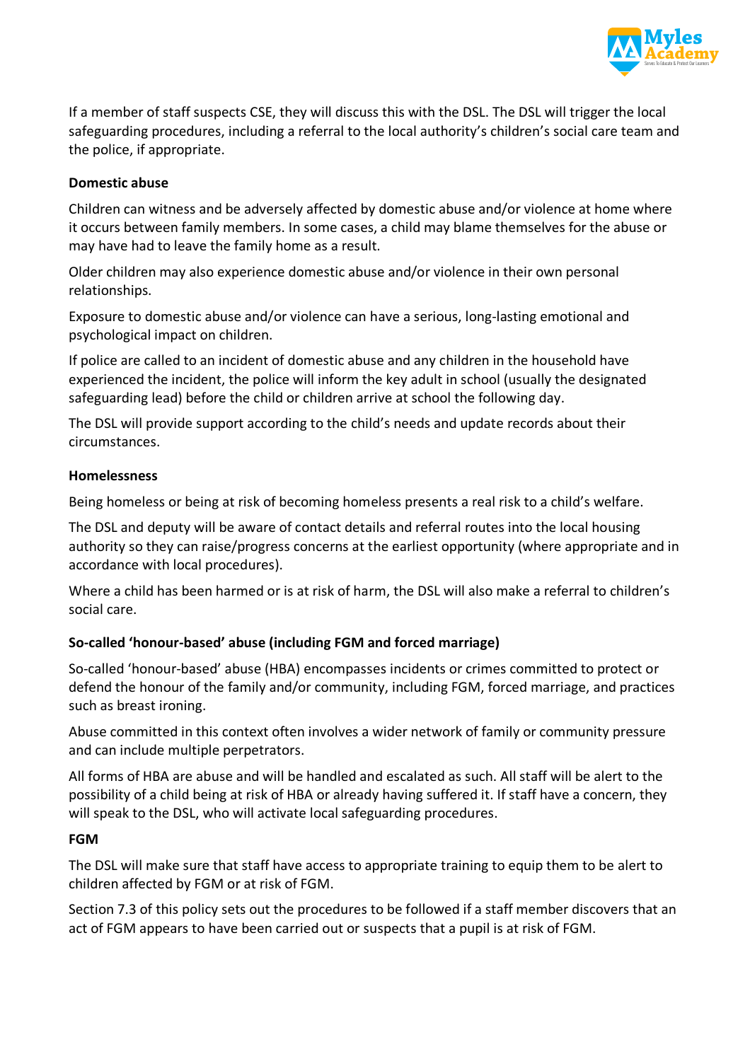If a member of staff suspects CSE, they will discuss this with the DSL. The DSL will trigger the local safeguarding procedures, including a referral to the local authority's children's social care team and the police, if appropriate.

**Domestic abuse**

Children can witness and be adversely affected by domestic abuse and/or violence at home where it occurs between family members. In some cases, a child may blame themselves for the abuse or may have had to leave the family home as a result.

Older children may also experience domestic abuse and/or violence in their own personal relationships.

Exposure to domestic abuse and/or violence can have a serious, long-lasting emotional and psychological impact on children.

If police are called to an incident of domestic abuse and any children in the household have experienced the incident, the police will inform the key adult in school (usually the designated safeguarding lead) before the child or children arrive at school the following day.

The DSL will provide support according to the child's needs and update records about their circumstances.

**Homelessness**

Being homeless or being at risk of becoming homeless presents a real risk to a child's welfare.

The DSL and deputy will be aware of contact details and referral routes into the local housing authority so they can raise/progress concerns at the earliest opportunity (where appropriate and in accordance with local procedures).

Where a child has been harmed or is at risk of harm, the DSL will also make a referral to children's social care.

**So-called 'honour-based' abuse (including FGM and forced marriage)**

So-called 'honour-based' abuse (HBA) encompasses incidents or crimes committed to protect or defend the honour of the family and/or community, including FGM, forced marriage, and practices such as breast ironing.

Abuse committed in this context often involves a wider network of family or community pressure and can include multiple perpetrators.

All forms of HBA are abuse and will be handled and escalated as such. All staff will be alert to the possibility of a child being at risk of HBA or already having suffered it. If staff have a concern, they will speak to the DSL, who will activate local safeguarding procedures.

**FGM**

The DSL will make sure that staff have access to appropriate training to equip them to be alert to children affected by FGM or at risk of FGM.

Section 7.3 of this policy sets out the procedures to be followed if a staff member discovers that an act of FGM appears to have been carried out or suspects that a pupil is at risk of FGM.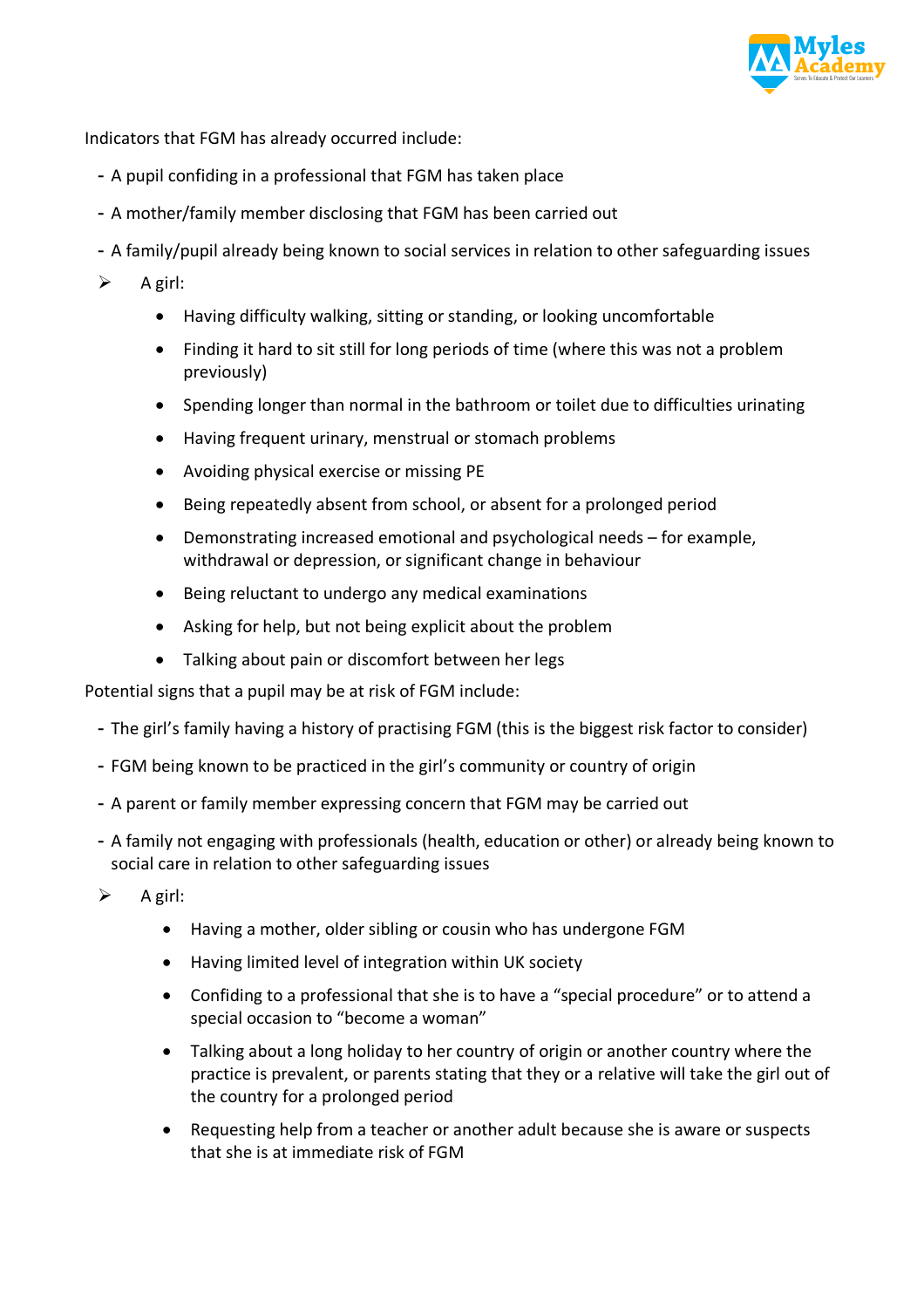Indicators that FGM has already occurred include:

- A pupil confiding in a professional that FGM has taken place
- A mother/family member disclosing that FGM has been carried out
- A family/pupil already being known to social services in relation to other safeguarding issues
- A girl:
  - Having difficulty walking, sitting or standing, or looking uncomfortable
  - Finding it hard to sit still for long periods of time (where this was not a problem previously)
  - Spending longer than normal in the bathroom or toilet due to difficulties urinating
  - Having frequent urinary, menstrual or stomach problems
  - Avoiding physical exercise or missing PE
  - Being repeatedly absent from school, or absent for a prolonged period
  - Demonstrating increased emotional and psychological needs – for example, withdrawal or depression, or significant change in behaviour
  - Being reluctant to undergo any medical examinations
  - Asking for help, but not being explicit about the problem
  - Talking about pain or discomfort between her legs

Potential signs that a pupil may be at risk of FGM include:

- The girl's family having a history of practising FGM (this is the biggest risk factor to consider)
- FGM being known to be practiced in the girl's community or country of origin
- A parent or family member expressing concern that FGM may be carried out
- A family not engaging with professionals (health, education or other) or already being known to social care in relation to other safeguarding issues
- A girl:
  - Having a mother, older sibling or cousin who has undergone FGM
  - Having limited level of integration within UK society
  - Confiding to a professional that she is to have a "special procedure" or to attend a special occasion to "become a woman"
  - Talking about a long holiday to her country of origin or another country where the practice is prevalent, or parents stating that they or a relative will take the girl out of the country for a prolonged period
  - Requesting help from a teacher or another adult because she is aware or suspects that she is at immediate risk of FGM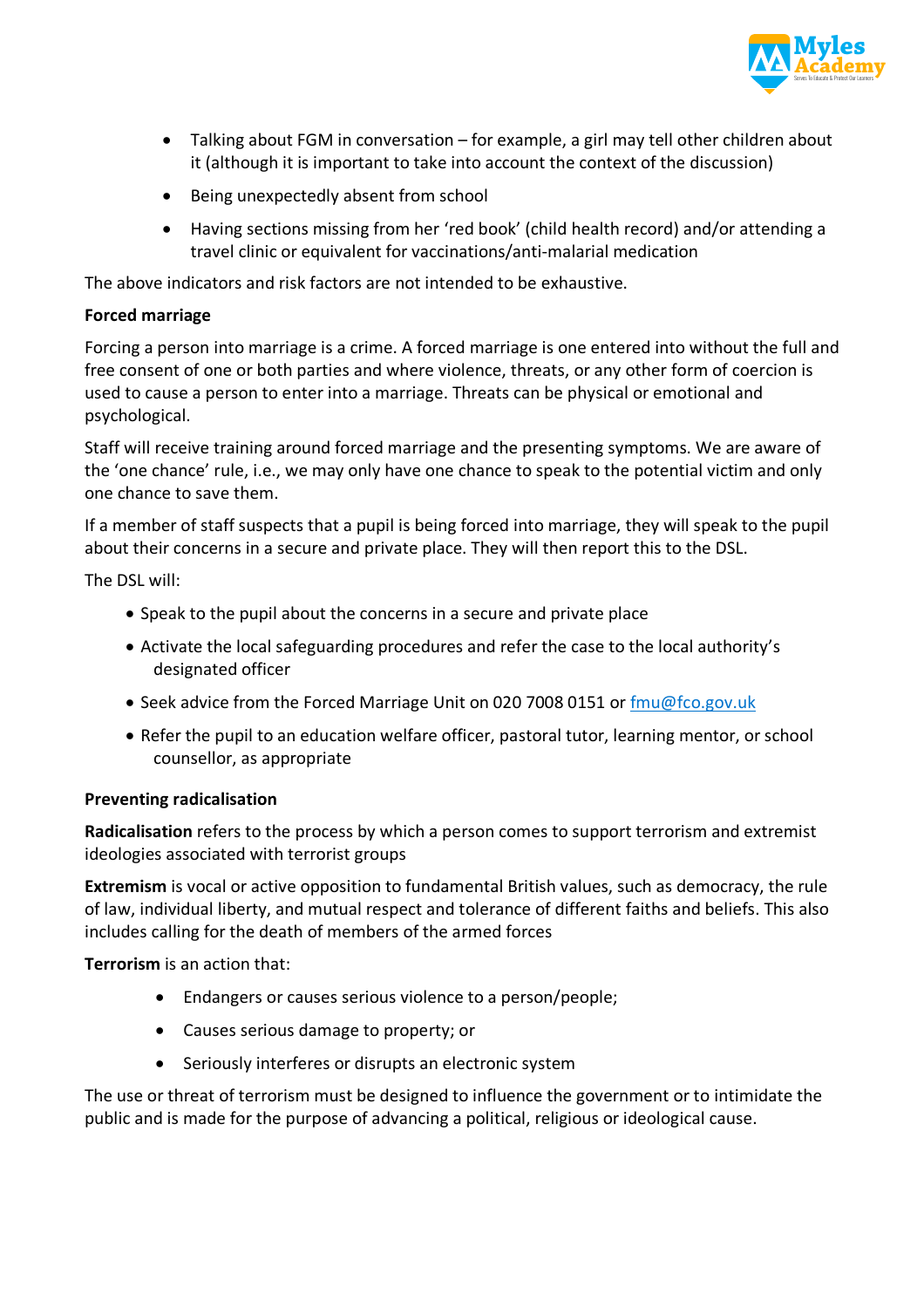- Talking about FGM in conversation – for example, a girl may tell other children about it (although it is important to take into account the context of the discussion)
- Being unexpectedly absent from school
- Having sections missing from her 'red book' (child health record) and/or attending a travel clinic or equivalent for vaccinations/anti-malarial medication

The above indicators and risk factors are not intended to be exhaustive.

**Forced marriage**

Forcing a person into marriage is a crime. A forced marriage is one entered into without the full and free consent of one or both parties and where violence, threats, or any other form of coercion is used to cause a person to enter into a marriage. Threats can be physical or emotional and psychological.

Staff will receive training around forced marriage and the presenting symptoms. We are aware of the 'one chance' rule, i.e., we may only have one chance to speak to the potential victim and only one chance to save them.

If a member of staff suspects that a pupil is being forced into marriage, they will speak to the pupil about their concerns in a secure and private place. They will then report this to the DSL.

The DSL will:

- Speak to the pupil about the concerns in a secure and private place
- Activate the local safeguarding procedures and refer the case to the local authority's designated officer
- Seek advice from the Forced Marriage Unit on 020 7008 0151 or fmu@fco.gov.uk
- Refer the pupil to an education welfare officer, pastoral tutor, learning mentor, or school counsellor, as appropriate

**Preventing radicalisation**

**Radicalisation** refers to the process by which a person comes to support terrorism and extremist ideologies associated with terrorist groups

**Extremism** is vocal or active opposition to fundamental British values, such as democracy, the rule of law, individual liberty, and mutual respect and tolerance of different faiths and beliefs. This also includes calling for the death of members of the armed forces

**Terrorism** is an action that:

- Endangers or causes serious violence to a person/people;
- Causes serious damage to property; or
- Seriously interferes or disrupts an electronic system

The use or threat of terrorism must be designed to influence the government or to intimidate the public and is made for the purpose of advancing a political, religious or ideological cause.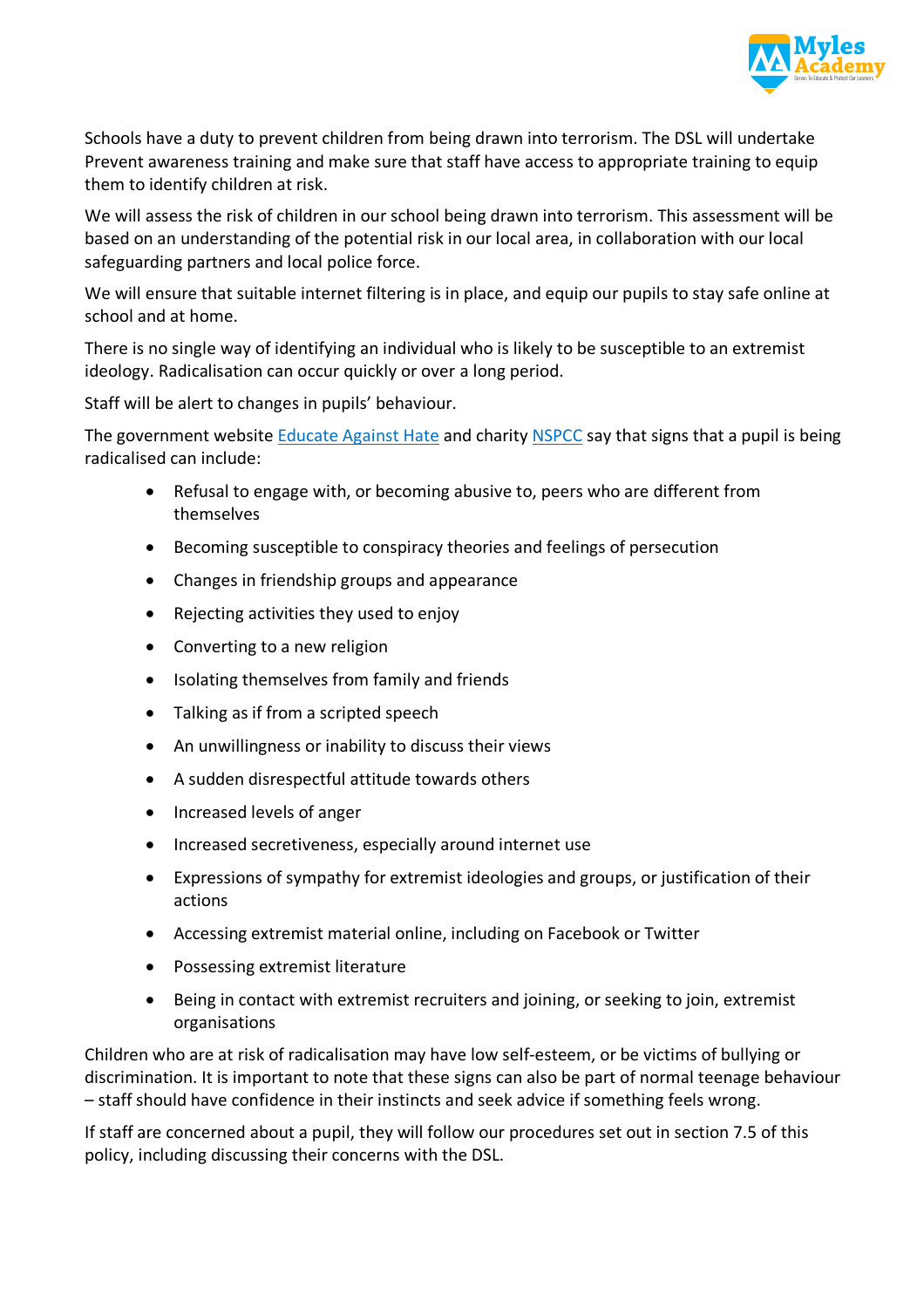Schools have a duty to prevent children from being drawn into terrorism. The DSL will undertake Prevent awareness training and make sure that staff have access to appropriate training to equip them to identify children at risk.

We will assess the risk of children in our school being drawn into terrorism. This assessment will be based on an understanding of the potential risk in our local area, in collaboration with our local safeguarding partners and local police force.

We will ensure that suitable internet filtering is in place, and equip our pupils to stay safe online at school and at home.

There is no single way of identifying an individual who is likely to be susceptible to an extremist ideology. Radicalisation can occur quickly or over a long period.

Staff will be alert to changes in pupils' behaviour.

The government website Educate Against Hate and charity NSPCC say that signs that a pupil is being radicalised can include:

- Refusal to engage with, or becoming abusive to, peers who are different from themselves
- Becoming susceptible to conspiracy theories and feelings of persecution
- Changes in friendship groups and appearance
- Rejecting activities they used to enjoy
- Converting to a new religion
- Isolating themselves from family and friends
- Talking as if from a scripted speech
- An unwillingness or inability to discuss their views
- A sudden disrespectful attitude towards others
- Increased levels of anger
- Increased secretiveness, especially around internet use
- Expressions of sympathy for extremist ideologies and groups, or justification of their actions
- Accessing extremist material online, including on Facebook or Twitter
- Possessing extremist literature
- Being in contact with extremist recruiters and joining, or seeking to join, extremist organisations

Children who are at risk of radicalisation may have low self-esteem, or be victims of bullying or discrimination. It is important to note that these signs can also be part of normal teenage behaviour – staff should have confidence in their instincts and seek advice if something feels wrong.

If staff are concerned about a pupil, they will follow our procedures set out in section 7.5 of this policy, including discussing their concerns with the DSL.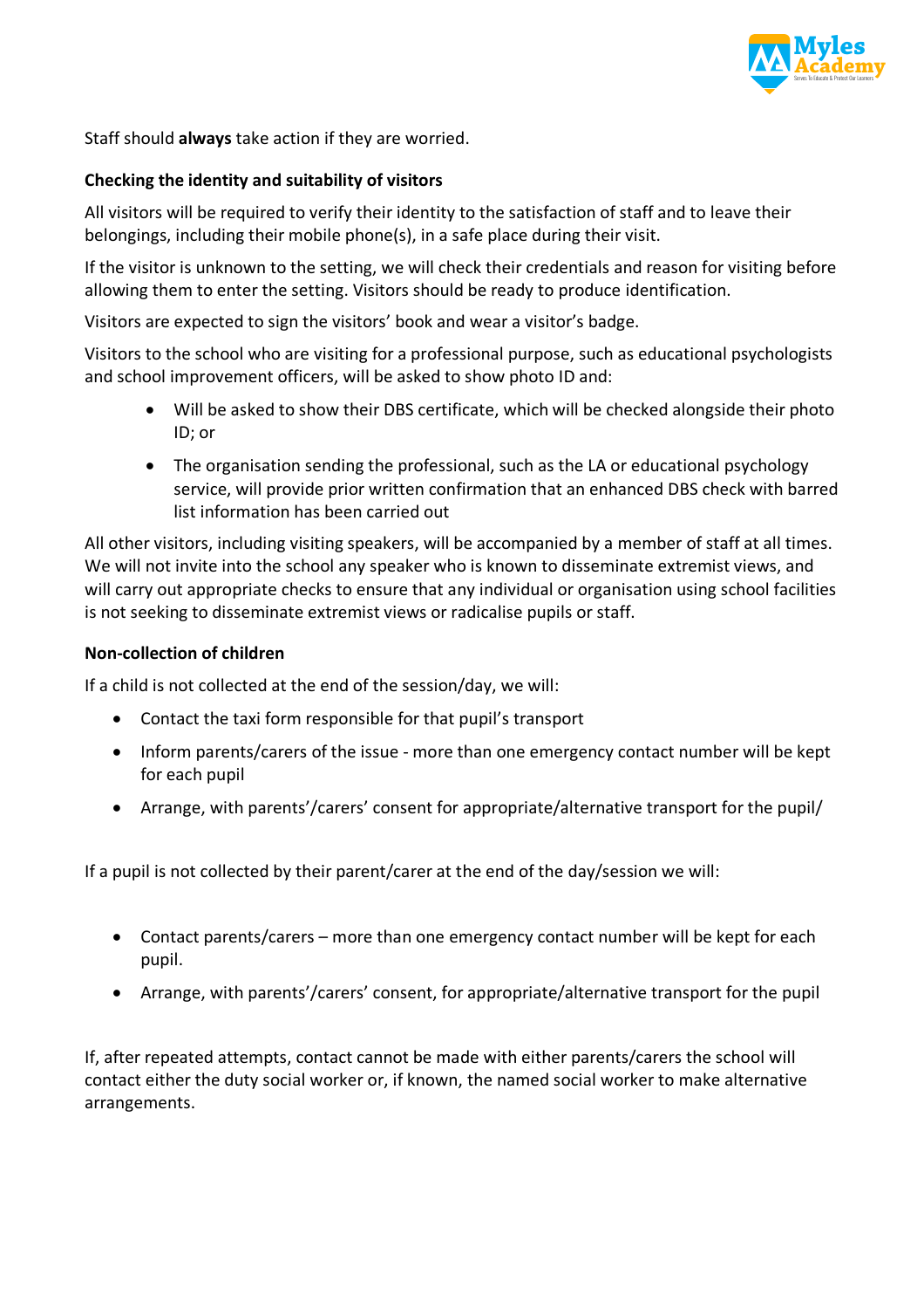Staff should **always** take action if they are worried.

**Checking the identity and suitability of visitors**

All visitors will be required to verify their identity to the satisfaction of staff and to leave their belongings, including their mobile phone(s), in a safe place during their visit.

If the visitor is unknown to the setting, we will check their credentials and reason for visiting before allowing them to enter the setting. Visitors should be ready to produce identification.

Visitors are expected to sign the visitors' book and wear a visitor's badge.

Visitors to the school who are visiting for a professional purpose, such as educational psychologists and school improvement officers, will be asked to show photo ID and:

- Will be asked to show their DBS certificate, which will be checked alongside their photo ID; or
- The organisation sending the professional, such as the LA or educational psychology service, will provide prior written confirmation that an enhanced DBS check with barred list information has been carried out

All other visitors, including visiting speakers, will be accompanied by a member of staff at all times. We will not invite into the school any speaker who is known to disseminate extremist views, and will carry out appropriate checks to ensure that any individual or organisation using school facilities is not seeking to disseminate extremist views or radicalise pupils or staff.

**Non-collection of children**

If a child is not collected at the end of the session/day, we will:

- Contact the taxi form responsible for that pupil's transport
- Inform parents/carers of the issue - more than one emergency contact number will be kept for each pupil
- Arrange, with parents'/carers' consent for appropriate/alternative transport for the pupil/

If a pupil is not collected by their parent/carer at the end of the day/session we will:

- Contact parents/carers – more than one emergency contact number will be kept for each pupil.
- Arrange, with parents'/carers' consent, for appropriate/alternative transport for the pupil

If, after repeated attempts, contact cannot be made with either parents/carers the school will contact either the duty social worker or, if known, the named social worker to make alternative arrangements.